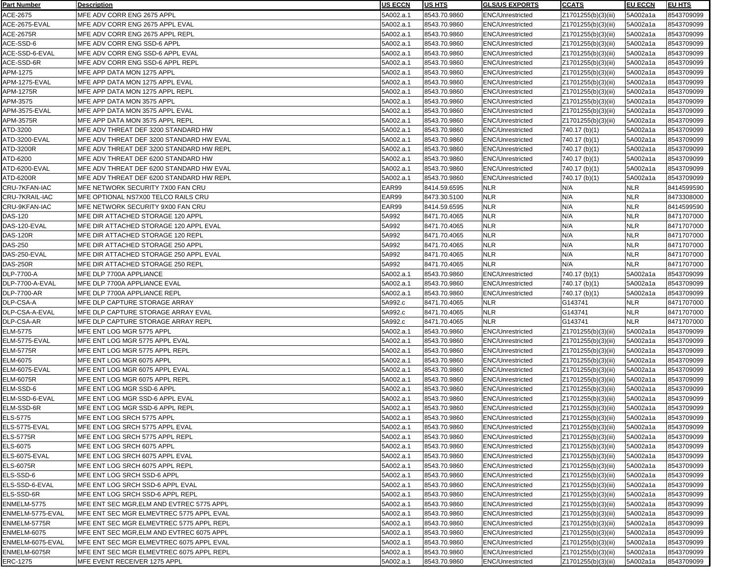| Part Number | Description | US ECCN | US HTS | GLS/US EXPORTS | CCATS | EU ECCN | EU HTS |
|---|---|---|---|---|---|---|---|
| ACE-2675 | MFE ADV CORR ENG 2675 APPL | 5A002.a.1 | 8543.70.9860 | ENC/Unrestricted | Z1701255(b)(3)(iii) | 5A002a1a | 8543709099 |
| ACE-2675-EVAL | MFE ADV CORR ENG 2675 APPL EVAL | 5A002.a.1 | 8543.70.9860 | ENC/Unrestricted | Z1701255(b)(3)(iii) | 5A002a1a | 8543709099 |
| ACE-2675R | MFE ADV CORR ENG 2675 APPL REPL | 5A002.a.1 | 8543.70.9860 | ENC/Unrestricted | Z1701255(b)(3)(iii) | 5A002a1a | 8543709099 |
| ACE-SSD-6 | MFE ADV CORR ENG SSD-6 APPL | 5A002.a.1 | 8543.70.9860 | ENC/Unrestricted | Z1701255(b)(3)(iii) | 5A002a1a | 8543709099 |
| ACE-SSD-6-EVAL | MFE ADV CORR ENG SSD-6 APPL EVAL | 5A002.a.1 | 8543.70.9860 | ENC/Unrestricted | Z1701255(b)(3)(iii) | 5A002a1a | 8543709099 |
| ACE-SSD-6R | MFE ADV CORR ENG SSD-6 APPL REPL | 5A002.a.1 | 8543.70.9860 | ENC/Unrestricted | Z1701255(b)(3)(iii) | 5A002a1a | 8543709099 |
| APM-1275 | MFE APP DATA MON 1275 APPL | 5A002.a.1 | 8543.70.9860 | ENC/Unrestricted | Z1701255(b)(3)(iii) | 5A002a1a | 8543709099 |
| APM-1275-EVAL | MFE APP DATA MON 1275 APPL EVAL | 5A002.a.1 | 8543.70.9860 | ENC/Unrestricted | Z1701255(b)(3)(iii) | 5A002a1a | 8543709099 |
| APM-1275R | MFE APP DATA MON 1275 APPL REPL | 5A002.a.1 | 8543.70.9860 | ENC/Unrestricted | Z1701255(b)(3)(iii) | 5A002a1a | 8543709099 |
| APM-3575 | MFE APP DATA MON 3575 APPL | 5A002.a.1 | 8543.70.9860 | ENC/Unrestricted | Z1701255(b)(3)(iii) | 5A002a1a | 8543709099 |
| APM-3575-EVAL | MFE APP DATA MON 3575 APPL EVAL | 5A002.a.1 | 8543.70.9860 | ENC/Unrestricted | Z1701255(b)(3)(iii) | 5A002a1a | 8543709099 |
| APM-3575R | MFE APP DATA MON 3575 APPL REPL | 5A002.a.1 | 8543.70.9860 | ENC/Unrestricted | Z1701255(b)(3)(iii) | 5A002a1a | 8543709099 |
| ATD-3200 | MFE ADV THREAT DEF 3200 STANDARD HW | 5A002.a.1 | 8543.70.9860 | ENC/Unrestricted | 740.17 (b)(1) | 5A002a1a | 8543709099 |
| ATD-3200-EVAL | MFE ADV THREAT DEF 3200 STANDARD HW EVAL | 5A002.a.1 | 8543.70.9860 | ENC/Unrestricted | 740.17 (b)(1) | 5A002a1a | 8543709099 |
| ATD-3200R | MFE ADV THREAT DEF 3200 STANDARD HW REPL | 5A002.a.1 | 8543.70.9860 | ENC/Unrestricted | 740.17 (b)(1) | 5A002a1a | 8543709099 |
| ATD-6200 | MFE ADV THREAT DEF 6200 STANDARD HW | 5A002.a.1 | 8543.70.9860 | ENC/Unrestricted | 740.17 (b)(1) | 5A002a1a | 8543709099 |
| ATD-6200-EVAL | MFE ADV THREAT DEF 6200 STANDARD HW EVAL | 5A002.a.1 | 8543.70.9860 | ENC/Unrestricted | 740.17 (b)(1) | 5A002a1a | 8543709099 |
| ATD-6200R | MFE ADV THREAT DEF 6200 STANDARD HW REPL | 5A002.a.1 | 8543.70.9860 | ENC/Unrestricted | 740.17 (b)(1) | 5A002a1a | 8543709099 |
| CRU-7KFAN-IAC | MFE NETWORK SECURITY 7X00 FAN CRU | EAR99 | 8414.59.6595 | NLR | N/A | NLR | 8414599590 |
| CRU-7KRAIL-IAC | MFE OPTIONAL NS7X00 TELCO RAILS CRU | EAR99 | 8473.30.5100 | NLR | N/A | NLR | 8473308000 |
| CRU-9KFAN-IAC | MFE NETWORK SECURITY 9X00 FAN CRU | EAR99 | 8414.59.6595 | NLR | N/A | NLR | 8414599590 |
| DAS-120 | MFE DIR ATTACHED STORAGE 120 APPL | 5A992 | 8471.70.4065 | NLR | N/A | NLR | 8471707000 |
| DAS-120-EVAL | MFE DIR ATTACHED STORAGE 120 APPL EVAL | 5A992 | 8471.70.4065 | NLR | N/A | NLR | 8471707000 |
| DAS-120R | MFE DIR ATTACHED STORAGE 120 REPL | 5A992 | 8471.70.4065 | NLR | N/A | NLR | 8471707000 |
| DAS-250 | MFE DIR ATTACHED STORAGE 250 APPL | 5A992 | 8471.70.4065 | NLR | N/A | NLR | 8471707000 |
| DAS-250-EVAL | MFE DIR ATTACHED STORAGE 250 APPL EVAL | 5A992 | 8471.70.4065 | NLR | N/A | NLR | 8471707000 |
| DAS-250R | MFE DIR ATTACHED STORAGE 250 REPL | 5A992 | 8471.70.4065 | NLR | N/A | NLR | 8471707000 |
| DLP-7700-A | MFE DLP 7700A APPLIANCE | 5A002.a.1 | 8543.70.9860 | ENC/Unrestricted | 740.17 (b)(1) | 5A002a1a | 8543709099 |
| DLP-7700-A-EVAL | MFE DLP 7700A APPLIANCE EVAL | 5A002.a.1 | 8543.70.9860 | ENC/Unrestricted | 740.17 (b)(1) | 5A002a1a | 8543709099 |
| DLP-7700-AR | MFE DLP 7700A APPLIANCE REPL | 5A002.a.1 | 8543.70.9860 | ENC/Unrestricted | 740.17 (b)(1) | 5A002a1a | 8543709099 |
| DLP-CSA-A | MFE DLP CAPTURE STORAGE ARRAY | 5A992.c | 8471.70.4065 | NLR | G143741 | NLR | 8471707000 |
| DLP-CSA-A-EVAL | MFE DLP CAPTURE STORAGE ARRAY EVAL | 5A992.c | 8471.70.4065 | NLR | G143741 | NLR | 8471707000 |
| DLP-CSA-AR | MFE DLP CAPTURE STORAGE ARRAY REPL | 5A992.c | 8471.70.4065 | NLR | G143741 | NLR | 8471707000 |
| ELM-5775 | MFE ENT LOG MGR 5775 APPL | 5A002.a.1 | 8543.70.9860 | ENC/Unrestricted | Z1701255(b)(3)(iii) | 5A002a1a | 8543709099 |
| ELM-5775-EVAL | MFE ENT LOG MGR 5775 APPL EVAL | 5A002.a.1 | 8543.70.9860 | ENC/Unrestricted | Z1701255(b)(3)(iii) | 5A002a1a | 8543709099 |
| ELM-5775R | MFE ENT LOG MGR 5775 APPL REPL | 5A002.a.1 | 8543.70.9860 | ENC/Unrestricted | Z1701255(b)(3)(iii) | 5A002a1a | 8543709099 |
| ELM-6075 | MFE ENT LOG MGR 6075 APPL | 5A002.a.1 | 8543.70.9860 | ENC/Unrestricted | Z1701255(b)(3)(iii) | 5A002a1a | 8543709099 |
| ELM-6075-EVAL | MFE ENT LOG MGR 6075 APPL EVAL | 5A002.a.1 | 8543.70.9860 | ENC/Unrestricted | Z1701255(b)(3)(iii) | 5A002a1a | 8543709099 |
| ELM-6075R | MFE ENT LOG MGR 6075 APPL REPL | 5A002.a.1 | 8543.70.9860 | ENC/Unrestricted | Z1701255(b)(3)(iii) | 5A002a1a | 8543709099 |
| ELM-SSD-6 | MFE ENT LOG MGR SSD-6 APPL | 5A002.a.1 | 8543.70.9860 | ENC/Unrestricted | Z1701255(b)(3)(iii) | 5A002a1a | 8543709099 |
| ELM-SSD-6-EVAL | MFE ENT LOG MGR SSD-6 APPL EVAL | 5A002.a.1 | 8543.70.9860 | ENC/Unrestricted | Z1701255(b)(3)(iii) | 5A002a1a | 8543709099 |
| ELM-SSD-6R | MFE ENT LOG MGR SSD-6 APPL REPL | 5A002.a.1 | 8543.70.9860 | ENC/Unrestricted | Z1701255(b)(3)(iii) | 5A002a1a | 8543709099 |
| ELS-5775 | MFE ENT LOG SRCH 5775 APPL | 5A002.a.1 | 8543.70.9860 | ENC/Unrestricted | Z1701255(b)(3)(iii) | 5A002a1a | 8543709099 |
| ELS-5775-EVAL | MFE ENT LOG SRCH 5775 APPL EVAL | 5A002.a.1 | 8543.70.9860 | ENC/Unrestricted | Z1701255(b)(3)(iii) | 5A002a1a | 8543709099 |
| ELS-5775R | MFE ENT LOG SRCH 5775 APPL REPL | 5A002.a.1 | 8543.70.9860 | ENC/Unrestricted | Z1701255(b)(3)(iii) | 5A002a1a | 8543709099 |
| ELS-6075 | MFE ENT LOG SRCH 6075 APPL | 5A002.a.1 | 8543.70.9860 | ENC/Unrestricted | Z1701255(b)(3)(iii) | 5A002a1a | 8543709099 |
| ELS-6075-EVAL | MFE ENT LOG SRCH 6075 APPL EVAL | 5A002.a.1 | 8543.70.9860 | ENC/Unrestricted | Z1701255(b)(3)(iii) | 5A002a1a | 8543709099 |
| ELS-6075R | MFE ENT LOG SRCH 6075 APPL REPL | 5A002.a.1 | 8543.70.9860 | ENC/Unrestricted | Z1701255(b)(3)(iii) | 5A002a1a | 8543709099 |
| ELS-SSD-6 | MFE ENT LOG SRCH SSD-6 APPL | 5A002.a.1 | 8543.70.9860 | ENC/Unrestricted | Z1701255(b)(3)(iii) | 5A002a1a | 8543709099 |
| ELS-SSD-6-EVAL | MFE ENT LOG SRCH SSD-6 APPL EVAL | 5A002.a.1 | 8543.70.9860 | ENC/Unrestricted | Z1701255(b)(3)(iii) | 5A002a1a | 8543709099 |
| ELS-SSD-6R | MFE ENT LOG SRCH SSD-6 APPL REPL | 5A002.a.1 | 8543.70.9860 | ENC/Unrestricted | Z1701255(b)(3)(iii) | 5A002a1a | 8543709099 |
| ENMELM-5775 | MFE ENT SEC MGR,ELM AND EVTREC 5775 APPL | 5A002.a.1 | 8543.70.9860 | ENC/Unrestricted | Z1701255(b)(3)(iii) | 5A002a1a | 8543709099 |
| ENMELM-5775-EVAL | MFE ENT SEC MGR ELMEVTREC 5775 APPL EVAL | 5A002.a.1 | 8543.70.9860 | ENC/Unrestricted | Z1701255(b)(3)(iii) | 5A002a1a | 8543709099 |
| ENMELM-5775R | MFE ENT SEC MGR ELMEVTREC 5775 APPL REPL | 5A002.a.1 | 8543.70.9860 | ENC/Unrestricted | Z1701255(b)(3)(iii) | 5A002a1a | 8543709099 |
| ENMELM-6075 | MFE ENT SEC MGR,ELM AND EVTREC 6075 APPL | 5A002.a.1 | 8543.70.9860 | ENC/Unrestricted | Z1701255(b)(3)(iii) | 5A002a1a | 8543709099 |
| ENMELM-6075-EVAL | MFE ENT SEC MGR ELMEVTREC 6075 APPL EVAL | 5A002.a.1 | 8543.70.9860 | ENC/Unrestricted | Z1701255(b)(3)(iii) | 5A002a1a | 8543709099 |
| ENMELM-6075R | MFE ENT SEC MGR ELMEVTREC 6075 APPL REPL | 5A002.a.1 | 8543.70.9860 | ENC/Unrestricted | Z1701255(b)(3)(iii) | 5A002a1a | 8543709099 |
| ERC-1275 | MFE EVENT RECEIVER 1275 APPL | 5A002.a.1 | 8543.70.9860 | ENC/Unrestricted | Z1701255(b)(3)(iii) | 5A002a1a | 8543709099 |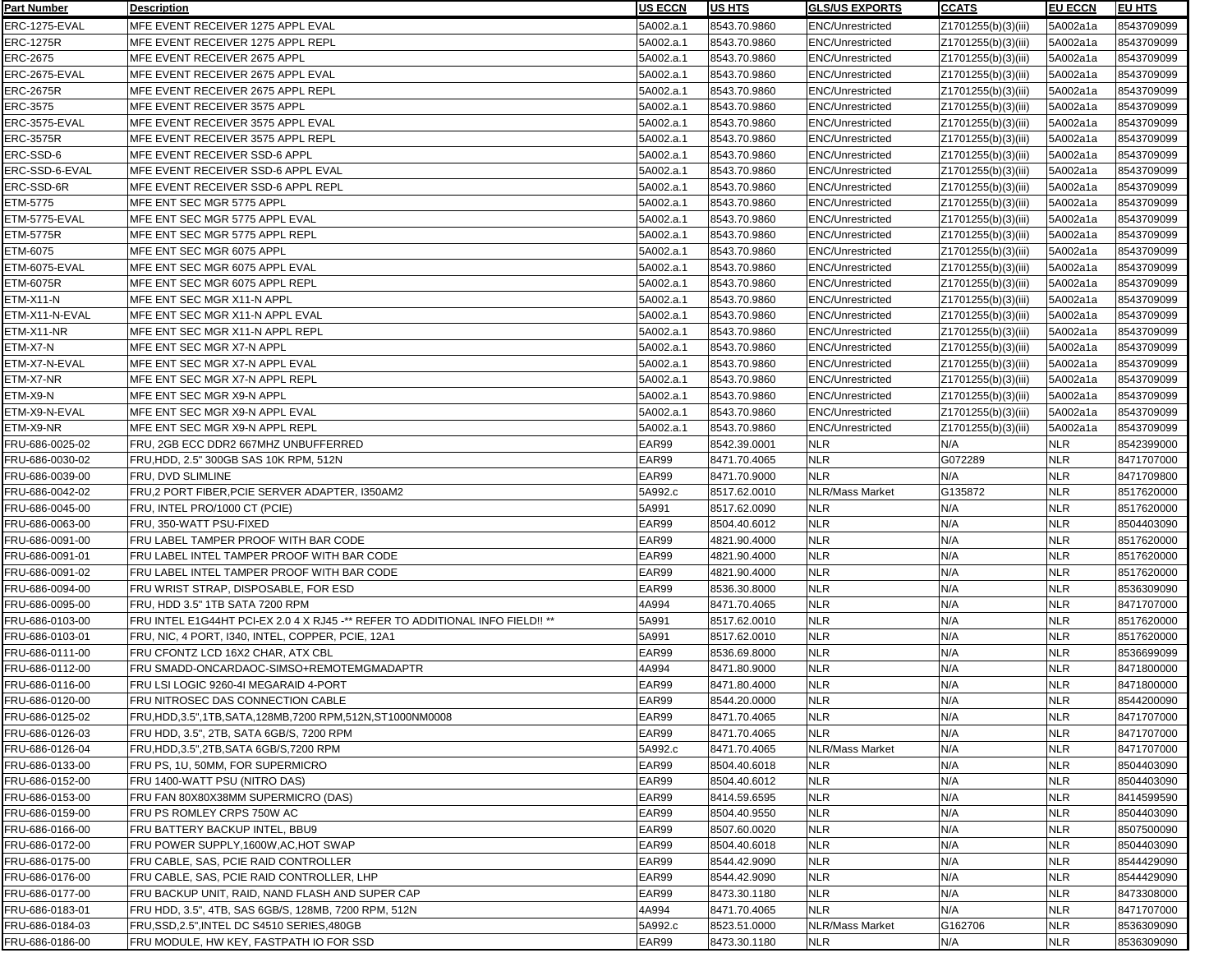| Part Number | Description | US ECCN | US HTS | GLS/US EXPORTS | CCATS | EU ECCN | EU HTS |
|---|---|---|---|---|---|---|---|
| ERC-1275-EVAL | MFE EVENT RECEIVER 1275 APPL EVAL | 5A002.a.1 | 8543.70.9860 | ENC/Unrestricted | Z1701255(b)(3)(iii) | 5A002a1a | 8543709099 |
| ERC-1275R | MFE EVENT RECEIVER 1275 APPL REPL | 5A002.a.1 | 8543.70.9860 | ENC/Unrestricted | Z1701255(b)(3)(iii) | 5A002a1a | 8543709099 |
| ERC-2675 | MFE EVENT RECEIVER 2675 APPL | 5A002.a.1 | 8543.70.9860 | ENC/Unrestricted | Z1701255(b)(3)(iii) | 5A002a1a | 8543709099 |
| ERC-2675-EVAL | MFE EVENT RECEIVER 2675 APPL EVAL | 5A002.a.1 | 8543.70.9860 | ENC/Unrestricted | Z1701255(b)(3)(iii) | 5A002a1a | 8543709099 |
| ERC-2675R | MFE EVENT RECEIVER 2675 APPL REPL | 5A002.a.1 | 8543.70.9860 | ENC/Unrestricted | Z1701255(b)(3)(iii) | 5A002a1a | 8543709099 |
| ERC-3575 | MFE EVENT RECEIVER 3575 APPL | 5A002.a.1 | 8543.70.9860 | ENC/Unrestricted | Z1701255(b)(3)(iii) | 5A002a1a | 8543709099 |
| ERC-3575-EVAL | MFE EVENT RECEIVER 3575 APPL EVAL | 5A002.a.1 | 8543.70.9860 | ENC/Unrestricted | Z1701255(b)(3)(iii) | 5A002a1a | 8543709099 |
| ERC-3575R | MFE EVENT RECEIVER 3575 APPL REPL | 5A002.a.1 | 8543.70.9860 | ENC/Unrestricted | Z1701255(b)(3)(iii) | 5A002a1a | 8543709099 |
| ERC-SSD-6 | MFE EVENT RECEIVER SSD-6 APPL | 5A002.a.1 | 8543.70.9860 | ENC/Unrestricted | Z1701255(b)(3)(iii) | 5A002a1a | 8543709099 |
| ERC-SSD-6-EVAL | MFE EVENT RECEIVER SSD-6 APPL EVAL | 5A002.a.1 | 8543.70.9860 | ENC/Unrestricted | Z1701255(b)(3)(iii) | 5A002a1a | 8543709099 |
| ERC-SSD-6R | MFE EVENT RECEIVER SSD-6 APPL REPL | 5A002.a.1 | 8543.70.9860 | ENC/Unrestricted | Z1701255(b)(3)(iii) | 5A002a1a | 8543709099 |
| ETM-5775 | MFE ENT SEC MGR 5775 APPL | 5A002.a.1 | 8543.70.9860 | ENC/Unrestricted | Z1701255(b)(3)(iii) | 5A002a1a | 8543709099 |
| ETM-5775-EVAL | MFE ENT SEC MGR 5775 APPL EVAL | 5A002.a.1 | 8543.70.9860 | ENC/Unrestricted | Z1701255(b)(3)(iii) | 5A002a1a | 8543709099 |
| ETM-5775R | MFE ENT SEC MGR 5775 APPL REPL | 5A002.a.1 | 8543.70.9860 | ENC/Unrestricted | Z1701255(b)(3)(iii) | 5A002a1a | 8543709099 |
| ETM-6075 | MFE ENT SEC MGR 6075 APPL | 5A002.a.1 | 8543.70.9860 | ENC/Unrestricted | Z1701255(b)(3)(iii) | 5A002a1a | 8543709099 |
| ETM-6075-EVAL | MFE ENT SEC MGR 6075 APPL EVAL | 5A002.a.1 | 8543.70.9860 | ENC/Unrestricted | Z1701255(b)(3)(iii) | 5A002a1a | 8543709099 |
| ETM-6075R | MFE ENT SEC MGR 6075 APPL REPL | 5A002.a.1 | 8543.70.9860 | ENC/Unrestricted | Z1701255(b)(3)(iii) | 5A002a1a | 8543709099 |
| ETM-X11-N | MFE ENT SEC MGR X11-N APPL | 5A002.a.1 | 8543.70.9860 | ENC/Unrestricted | Z1701255(b)(3)(iii) | 5A002a1a | 8543709099 |
| ETM-X11-N-EVAL | MFE ENT SEC MGR X11-N APPL EVAL | 5A002.a.1 | 8543.70.9860 | ENC/Unrestricted | Z1701255(b)(3)(iii) | 5A002a1a | 8543709099 |
| ETM-X11-NR | MFE ENT SEC MGR X11-N APPL REPL | 5A002.a.1 | 8543.70.9860 | ENC/Unrestricted | Z1701255(b)(3)(iii) | 5A002a1a | 8543709099 |
| ETM-X7-N | MFE ENT SEC MGR X7-N APPL | 5A002.a.1 | 8543.70.9860 | ENC/Unrestricted | Z1701255(b)(3)(iii) | 5A002a1a | 8543709099 |
| ETM-X7-N-EVAL | MFE ENT SEC MGR X7-N APPL EVAL | 5A002.a.1 | 8543.70.9860 | ENC/Unrestricted | Z1701255(b)(3)(iii) | 5A002a1a | 8543709099 |
| ETM-X7-NR | MFE ENT SEC MGR X7-N APPL REPL | 5A002.a.1 | 8543.70.9860 | ENC/Unrestricted | Z1701255(b)(3)(iii) | 5A002a1a | 8543709099 |
| ETM-X9-N | MFE ENT SEC MGR X9-N APPL | 5A002.a.1 | 8543.70.9860 | ENC/Unrestricted | Z1701255(b)(3)(iii) | 5A002a1a | 8543709099 |
| ETM-X9-N-EVAL | MFE ENT SEC MGR X9-N APPL EVAL | 5A002.a.1 | 8543.70.9860 | ENC/Unrestricted | Z1701255(b)(3)(iii) | 5A002a1a | 8543709099 |
| ETM-X9-NR | MFE ENT SEC MGR X9-N APPL REPL | 5A002.a.1 | 8543.70.9860 | ENC/Unrestricted | Z1701255(b)(3)(iii) | 5A002a1a | 8543709099 |
| FRU-686-0025-02 | FRU, 2GB ECC DDR2 667MHZ UNBUFFERRED | EAR99 | 8542.39.0001 | NLR | N/A | NLR | 8542399000 |
| FRU-686-0030-02 | FRU,HDD, 2.5" 300GB SAS 10K RPM, 512N | EAR99 | 8471.70.4065 | NLR | G072289 | NLR | 8471707000 |
| FRU-686-0039-00 | FRU, DVD SLIMLINE | EAR99 | 8471.70.9000 | NLR | N/A | NLR | 8471709800 |
| FRU-686-0042-02 | FRU,2 PORT FIBER,PCIE SERVER ADAPTER, I350AM2 | 5A992.c | 8517.62.0010 | NLR/Mass Market | G135872 | NLR | 8517620000 |
| FRU-686-0045-00 | FRU, INTEL PRO/1000 CT (PCIE) | 5A991 | 8517.62.0090 | NLR | N/A | NLR | 8517620000 |
| FRU-686-0063-00 | FRU, 350-WATT PSU-FIXED | EAR99 | 8504.40.6012 | NLR | N/A | NLR | 8504403090 |
| FRU-686-0091-00 | FRU LABEL TAMPER PROOF WITH BAR CODE | EAR99 | 4821.90.4000 | NLR | N/A | NLR | 8517620000 |
| FRU-686-0091-01 | FRU LABEL INTEL TAMPER PROOF WITH BAR CODE | EAR99 | 4821.90.4000 | NLR | N/A | NLR | 8517620000 |
| FRU-686-0091-02 | FRU LABEL INTEL TAMPER PROOF WITH BAR CODE | EAR99 | 4821.90.4000 | NLR | N/A | NLR | 8517620000 |
| FRU-686-0094-00 | FRU WRIST STRAP, DISPOSABLE, FOR ESD | EAR99 | 8536.30.8000 | NLR | N/A | NLR | 8536309090 |
| FRU-686-0095-00 | FRU, HDD 3.5" 1TB SATA 7200 RPM | 4A994 | 8471.70.4065 | NLR | N/A | NLR | 8471707000 |
| FRU-686-0103-00 | FRU INTEL E1G44HT PCI-EX 2.0 4 X RJ45 -** REFER TO ADDITIONAL INFO FIELD!! ** | 5A991 | 8517.62.0010 | NLR | N/A | NLR | 8517620000 |
| FRU-686-0103-01 | FRU, NIC, 4 PORT, I340, INTEL, COPPER, PCIE, 12A1 | 5A991 | 8517.62.0010 | NLR | N/A | NLR | 8517620000 |
| FRU-686-0111-00 | FRU CFONTZ LCD 16X2 CHAR, ATX CBL | EAR99 | 8536.69.8000 | NLR | N/A | NLR | 8536699099 |
| FRU-686-0112-00 | FRU SMADD-ONCARDAOC-SIMSO+REMOTEMGMADAPTR | 4A994 | 8471.80.9000 | NLR | N/A | NLR | 8471800000 |
| FRU-686-0116-00 | FRU LSI LOGIC 9260-4I MEGARAID 4-PORT | EAR99 | 8471.80.4000 | NLR | N/A | NLR | 8471800000 |
| FRU-686-0120-00 | FRU NITROSEC DAS CONNECTION CABLE | EAR99 | 8544.20.0000 | NLR | N/A | NLR | 8544200090 |
| FRU-686-0125-02 | FRU,HDD,3.5",1TB,SATA,128MB,7200 RPM,512N,ST1000NM0008 | EAR99 | 8471.70.4065 | NLR | N/A | NLR | 8471707000 |
| FRU-686-0126-03 | FRU HDD, 3.5", 2TB, SATA 6GB/S, 7200 RPM | EAR99 | 8471.70.4065 | NLR | N/A | NLR | 8471707000 |
| FRU-686-0126-04 | FRU,HDD,3.5",2TB,SATA 6GB/S,7200 RPM | 5A992.c | 8471.70.4065 | NLR/Mass Market | N/A | NLR | 8471707000 |
| FRU-686-0133-00 | FRU PS, 1U, 50MM, FOR SUPERMICRO | EAR99 | 8504.40.6018 | NLR | N/A | NLR | 8504403090 |
| FRU-686-0152-00 | FRU 1400-WATT PSU (NITRO DAS) | EAR99 | 8504.40.6012 | NLR | N/A | NLR | 8504403090 |
| FRU-686-0153-00 | FRU FAN 80X80X38MM SUPERMICRO (DAS) | EAR99 | 8414.59.6595 | NLR | N/A | NLR | 8414599590 |
| FRU-686-0159-00 | FRU PS ROMLEY CRPS 750W AC | EAR99 | 8504.40.9550 | NLR | N/A | NLR | 8504403090 |
| FRU-686-0166-00 | FRU BATTERY BACKUP INTEL, BBU9 | EAR99 | 8507.60.0020 | NLR | N/A | NLR | 8507500090 |
| FRU-686-0172-00 | FRU POWER SUPPLY,1600W,AC,HOT SWAP | EAR99 | 8504.40.6018 | NLR | N/A | NLR | 8504403090 |
| FRU-686-0175-00 | FRU CABLE, SAS, PCIE RAID CONTROLLER | EAR99 | 8544.42.9090 | NLR | N/A | NLR | 8544429090 |
| FRU-686-0176-00 | FRU CABLE, SAS, PCIE RAID CONTROLLER, LHP | EAR99 | 8544.42.9090 | NLR | N/A | NLR | 8544429090 |
| FRU-686-0177-00 | FRU BACKUP UNIT, RAID, NAND FLASH AND SUPER CAP | EAR99 | 8473.30.1180 | NLR | N/A | NLR | 8473308000 |
| FRU-686-0183-01 | FRU HDD, 3.5", 4TB, SAS 6GB/S, 128MB, 7200 RPM, 512N | 4A994 | 8471.70.4065 | NLR | N/A | NLR | 8471707000 |
| FRU-686-0184-03 | FRU,SSD,2.5",INTEL DC S4510 SERIES,480GB | 5A992.c | 8523.51.0000 | NLR/Mass Market | G162706 | NLR | 8536309090 |
| FRU-686-0186-00 | FRU MODULE, HW KEY, FASTPATH IO FOR SSD | EAR99 | 8473.30.1180 | NLR | N/A | NLR | 8536309090 |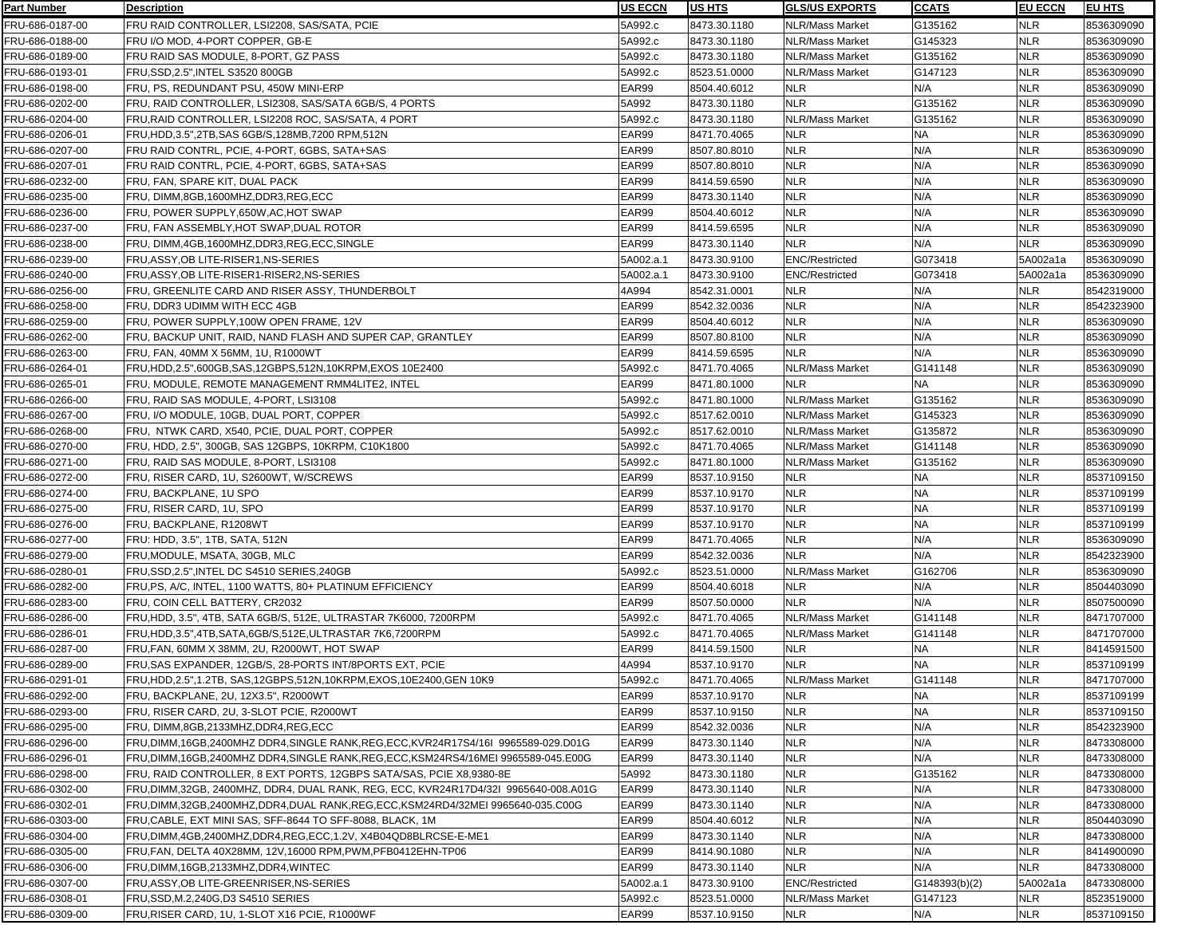| Part Number | Description | US ECCN | US HTS | GLS/US EXPORTS | CCATS | EU ECCN | EU HTS |
|---|---|---|---|---|---|---|---|
| FRU-686-0187-00 | FRU RAID CONTROLLER, LSI2208, SAS/SATA, PCIE | 5A992.c | 8473.30.1180 | NLR/Mass Market | G135162 | NLR | 8536309090 |
| FRU-686-0188-00 | FRU I/O MOD, 4-PORT COPPER, GB-E | 5A992.c | 8473.30.1180 | NLR/Mass Market | G145323 | NLR | 8536309090 |
| FRU-686-0189-00 | FRU RAID SAS MODULE, 8-PORT, GZ PASS | 5A992.c | 8473.30.1180 | NLR/Mass Market | G135162 | NLR | 8536309090 |
| FRU-686-0193-01 | FRU,SSD,2.5",INTEL S3520 800GB | 5A992.c | 8523.51.0000 | NLR/Mass Market | G147123 | NLR | 8536309090 |
| FRU-686-0198-00 | FRU, PS, REDUNDANT PSU, 450W MINI-ERP | EAR99 | 8504.40.6012 | NLR | N/A | NLR | 8536309090 |
| FRU-686-0202-00 | FRU, RAID CONTROLLER, LSI2308, SAS/SATA 6GB/S, 4 PORTS | 5A992 | 8473.30.1180 | NLR | G135162 | NLR | 8536309090 |
| FRU-686-0204-00 | FRU,RAID CONTROLLER, LSI2208 ROC, SAS/SATA, 4 PORT | 5A992.c | 8473.30.1180 | NLR/Mass Market | G135162 | NLR | 8536309090 |
| FRU-686-0206-01 | FRU,HDD,3.5",2TB,SAS 6GB/S,128MB,7200 RPM,512N | EAR99 | 8471.70.4065 | NLR | NA | NLR | 8536309090 |
| FRU-686-0207-00 | FRU RAID CONTRL, PCIE, 4-PORT, 6GBS, SATA+SAS | EAR99 | 8507.80.8010 | NLR | N/A | NLR | 8536309090 |
| FRU-686-0207-01 | FRU RAID CONTRL, PCIE, 4-PORT, 6GBS, SATA+SAS | EAR99 | 8507.80.8010 | NLR | N/A | NLR | 8536309090 |
| FRU-686-0232-00 | FRU, FAN, SPARE KIT, DUAL PACK | EAR99 | 8414.59.6590 | NLR | N/A | NLR | 8536309090 |
| FRU-686-0235-00 | FRU, DIMM,8GB,1600MHZ,DDR3,REG,ECC | EAR99 | 8473.30.1140 | NLR | N/A | NLR | 8536309090 |
| FRU-686-0236-00 | FRU, POWER SUPPLY,650W,AC,HOT SWAP | EAR99 | 8504.40.6012 | NLR | N/A | NLR | 8536309090 |
| FRU-686-0237-00 | FRU, FAN ASSEMBLY,HOT SWAP,DUAL ROTOR | EAR99 | 8414.59.6595 | NLR | N/A | NLR | 8536309090 |
| FRU-686-0238-00 | FRU, DIMM,4GB,1600MHZ,DDR3,REG,ECC,SINGLE | EAR99 | 8473.30.1140 | NLR | N/A | NLR | 8536309090 |
| FRU-686-0239-00 | FRU,ASSY,OB LITE-RISER1,NS-SERIES | 5A002.a.1 | 8473.30.9100 | ENC/Restricted | G073418 | 5A002a1a | 8536309090 |
| FRU-686-0240-00 | FRU,ASSY,OB LITE-RISER1-RISER2,NS-SERIES | 5A002.a.1 | 8473.30.9100 | ENC/Restricted | G073418 | 5A002a1a | 8536309090 |
| FRU-686-0256-00 | FRU, GREENLITE CARD AND RISER ASSY, THUNDERBOLT | 4A994 | 8542.31.0001 | NLR | N/A | NLR | 8542319000 |
| FRU-686-0258-00 | FRU, DDR3 UDIMM WITH ECC 4GB | EAR99 | 8542.32.0036 | NLR | N/A | NLR | 8542323900 |
| FRU-686-0259-00 | FRU, POWER SUPPLY,100W OPEN FRAME, 12V | EAR99 | 8504.40.6012 | NLR | N/A | NLR | 8536309090 |
| FRU-686-0262-00 | FRU, BACKUP UNIT, RAID, NAND FLASH AND SUPER CAP, GRANTLEY | EAR99 | 8507.80.8100 | NLR | N/A | NLR | 8536309090 |
| FRU-686-0263-00 | FRU, FAN, 40MM X 56MM, 1U, R1000WT | EAR99 | 8414.59.6595 | NLR | N/A | NLR | 8536309090 |
| FRU-686-0264-01 | FRU,HDD,2.5",600GB,SAS,12GBPS,512N,10KRPM,EXOS 10E2400 | 5A992.c | 8471.70.4065 | NLR/Mass Market | G141148 | NLR | 8536309090 |
| FRU-686-0265-01 | FRU, MODULE, REMOTE MANAGEMENT RMM4LITE2, INTEL | EAR99 | 8471.80.1000 | NLR | NA | NLR | 8536309090 |
| FRU-686-0266-00 | FRU, RAID SAS MODULE, 4-PORT, LSI3108 | 5A992.c | 8471.80.1000 | NLR/Mass Market | G135162 | NLR | 8536309090 |
| FRU-686-0267-00 | FRU, I/O MODULE, 10GB, DUAL PORT, COPPER | 5A992.c | 8517.62.0010 | NLR/Mass Market | G145323 | NLR | 8536309090 |
| FRU-686-0268-00 | FRU, NTWK CARD, X540, PCIE, DUAL PORT, COPPER | 5A992.c | 8517.62.0010 | NLR/Mass Market | G135872 | NLR | 8536309090 |
| FRU-686-0270-00 | FRU, HDD, 2.5", 300GB, SAS 12GBPS, 10KRPM, C10K1800 | 5A992.c | 8471.70.4065 | NLR/Mass Market | G141148 | NLR | 8536309090 |
| FRU-686-0271-00 | FRU, RAID SAS MODULE, 8-PORT, LSI3108 | 5A992.c | 8471.80.1000 | NLR/Mass Market | G135162 | NLR | 8536309090 |
| FRU-686-0272-00 | FRU, RISER CARD, 1U, S2600WT, W/SCREWS | EAR99 | 8537.10.9150 | NLR | NA | NLR | 8537109150 |
| FRU-686-0274-00 | FRU, BACKPLANE, 1U SPO | EAR99 | 8537.10.9170 | NLR | NA | NLR | 8537109199 |
| FRU-686-0275-00 | FRU, RISER CARD, 1U, SPO | EAR99 | 8537.10.9170 | NLR | NA | NLR | 8537109199 |
| FRU-686-0276-00 | FRU, BACKPLANE, R1208WT | EAR99 | 8537.10.9170 | NLR | NA | NLR | 8537109199 |
| FRU-686-0277-00 | FRU: HDD, 3.5", 1TB, SATA, 512N | EAR99 | 8471.70.4065 | NLR | N/A | NLR | 8536309090 |
| FRU-686-0279-00 | FRU,MODULE, MSATA, 30GB, MLC | EAR99 | 8542.32.0036 | NLR | N/A | NLR | 8542323900 |
| FRU-686-0280-01 | FRU,SSD,2.5",INTEL DC S4510 SERIES,240GB | 5A992.c | 8523.51.0000 | NLR/Mass Market | G162706 | NLR | 8536309090 |
| FRU-686-0282-00 | FRU,PS, A/C, INTEL, 1100 WATTS, 80+ PLATINUM EFFICIENCY | EAR99 | 8504.40.6018 | NLR | N/A | NLR | 8504403090 |
| FRU-686-0283-00 | FRU, COIN CELL BATTERY, CR2032 | EAR99 | 8507.50.0000 | NLR | N/A | NLR | 8507500090 |
| FRU-686-0286-00 | FRU,HDD, 3.5", 4TB, SATA 6GB/S, 512E, ULTRASTAR 7K6000, 7200RPM | 5A992.c | 8471.70.4065 | NLR/Mass Market | G141148 | NLR | 8471707000 |
| FRU-686-0286-01 | FRU,HDD,3.5",4TB,SATA,6GB/S,512E,ULTRASTAR 7K6,7200RPM | 5A992.c | 8471.70.4065 | NLR/Mass Market | G141148 | NLR | 8471707000 |
| FRU-686-0287-00 | FRU,FAN, 60MM X 38MM, 2U, R2000WT, HOT SWAP | EAR99 | 8414.59.1500 | NLR | NA | NLR | 8414591500 |
| FRU-686-0289-00 | FRU,SAS EXPANDER, 12GB/S, 28-PORTS INT/8PORTS EXT, PCIE | 4A994 | 8537.10.9170 | NLR | NA | NLR | 8537109199 |
| FRU-686-0291-01 | FRU,HDD,2.5",1.2TB, SAS,12GBPS,512N,10KRPM,EXOS,10E2400,GEN 10K9 | 5A992.c | 8471.70.4065 | NLR/Mass Market | G141148 | NLR | 8471707000 |
| FRU-686-0292-00 | FRU, BACKPLANE, 2U, 12X3.5", R2000WT | EAR99 | 8537.10.9170 | NLR | NA | NLR | 8537109199 |
| FRU-686-0293-00 | FRU, RISER CARD, 2U, 3-SLOT PCIE, R2000WT | EAR99 | 8537.10.9150 | NLR | NA | NLR | 8537109150 |
| FRU-686-0295-00 | FRU, DIMM,8GB,2133MHZ,DDR4,REG,ECC | EAR99 | 8542.32.0036 | NLR | N/A | NLR | 8542323900 |
| FRU-686-0296-00 | FRU,DIMM,16GB,2400MHZ DDR4,SINGLE RANK,REG,ECC,KVR24R17S4/16I 9965589-029.D01G | EAR99 | 8473.30.1140 | NLR | N/A | NLR | 8473308000 |
| FRU-686-0296-01 | FRU,DIMM,16GB,2400MHZ DDR4,SINGLE RANK,REG,ECC,KSM24RS4/16MEI 9965589-045.E00G | EAR99 | 8473.30.1140 | NLR | N/A | NLR | 8473308000 |
| FRU-686-0298-00 | FRU, RAID CONTROLLER, 8 EXT PORTS, 12GBPS SATA/SAS, PCIE X8,9380-8E | 5A992 | 8473.30.1180 | NLR | G135162 | NLR | 8473308000 |
| FRU-686-0302-00 | FRU,DIMM,32GB, 2400MHZ, DDR4, DUAL RANK, REG, ECC, KVR24R17D4/32I 9965640-008.A01G | EAR99 | 8473.30.1140 | NLR | N/A | NLR | 8473308000 |
| FRU-686-0302-01 | FRU,DIMM,32GB,2400MHZ,DDR4,DUAL RANK,REG,ECC,KSM24RD4/32MEI 9965640-035.C00G | EAR99 | 8473.30.1140 | NLR | N/A | NLR | 8473308000 |
| FRU-686-0303-00 | FRU,CABLE, EXT MINI SAS, SFF-8644 TO SFF-8088, BLACK, 1M | EAR99 | 8504.40.6012 | NLR | N/A | NLR | 8504403090 |
| FRU-686-0304-00 | FRU,DIMM,4GB,2400MHZ,DDR4,REG,ECC,1.2V, X4B04QD8BLRCSE-E-ME1 | EAR99 | 8473.30.1140 | NLR | N/A | NLR | 8473308000 |
| FRU-686-0305-00 | FRU,FAN, DELTA 40X28MM, 12V,16000 RPM,PWM,PFB0412EHN-TP06 | EAR99 | 8414.90.1080 | NLR | N/A | NLR | 8414900090 |
| FRU-686-0306-00 | FRU,DIMM,16GB,2133MHZ,DDR4,WINTEC | EAR99 | 8473.30.1140 | NLR | N/A | NLR | 8473308000 |
| FRU-686-0307-00 | FRU,ASSY,OB LITE-GREENRISER,NS-SERIES | 5A002.a.1 | 8473.30.9100 | ENC/Restricted | G148393(b)(2) | 5A002a1a | 8473308000 |
| FRU-686-0308-01 | FRU,SSD,M.2,240G,D3 S4510 SERIES | 5A992.c | 8523.51.0000 | NLR/Mass Market | G147123 | NLR | 8523519000 |
| FRU-686-0309-00 | FRU,RISER CARD, 1U, 1-SLOT X16 PCIE, R1000WF | EAR99 | 8537.10.9150 | NLR | N/A | NLR | 8537109150 |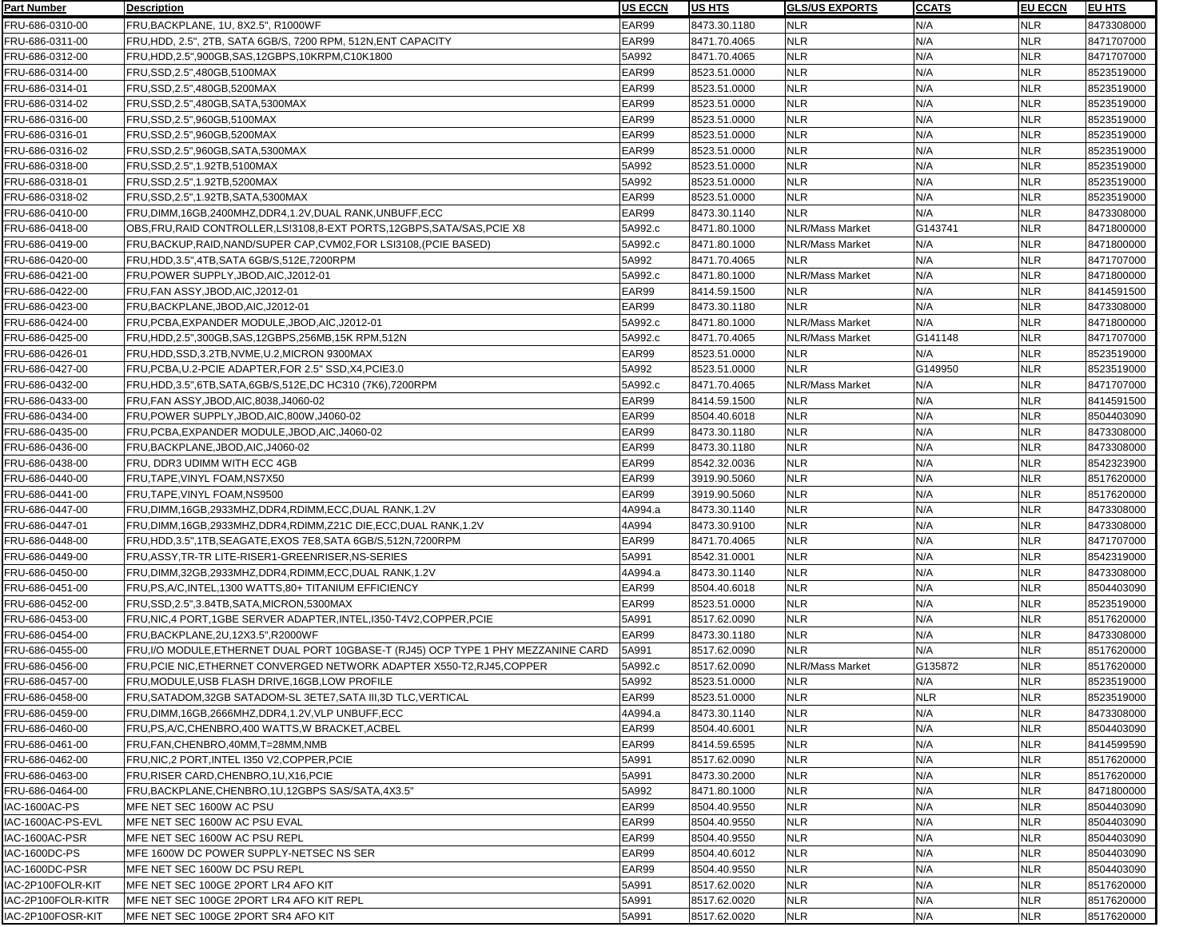| Part Number | Description | US ECCN | US HTS | GLS/US EXPORTS | CCATS | EU ECCN | EU HTS |
|---|---|---|---|---|---|---|---|
| FRU-686-0310-00 | FRU,BACKPLANE, 1U, 8X2.5", R1000WF | EAR99 | 8473.30.1180 | NLR | N/A | NLR | 8473308000 |
| FRU-686-0311-00 | FRU,HDD, 2.5", 2TB, SATA 6GB/S, 7200 RPM, 512N,ENT CAPACITY | EAR99 | 8471.70.4065 | NLR | N/A | NLR | 8471707000 |
| FRU-686-0312-00 | FRU,HDD,2.5",900GB,SAS,12GBPS,10KRPM,C10K1800 | 5A992 | 8471.70.4065 | NLR | N/A | NLR | 8471707000 |
| FRU-686-0314-00 | FRU,SSD,2.5",480GB,5100MAX | EAR99 | 8523.51.0000 | NLR | N/A | NLR | 8523519000 |
| FRU-686-0314-01 | FRU,SSD,2.5",480GB,5200MAX | EAR99 | 8523.51.0000 | NLR | N/A | NLR | 8523519000 |
| FRU-686-0314-02 | FRU,SSD,2.5",480GB,SATA,5300MAX | EAR99 | 8523.51.0000 | NLR | N/A | NLR | 8523519000 |
| FRU-686-0316-00 | FRU,SSD,2.5",960GB,5100MAX | EAR99 | 8523.51.0000 | NLR | N/A | NLR | 8523519000 |
| FRU-686-0316-01 | FRU,SSD,2.5",960GB,5200MAX | EAR99 | 8523.51.0000 | NLR | N/A | NLR | 8523519000 |
| FRU-686-0316-02 | FRU,SSD,2.5",960GB,SATA,5300MAX | EAR99 | 8523.51.0000 | NLR | N/A | NLR | 8523519000 |
| FRU-686-0318-00 | FRU,SSD,2.5",1.92TB,5100MAX | 5A992 | 8523.51.0000 | NLR | N/A | NLR | 8523519000 |
| FRU-686-0318-01 | FRU,SSD,2.5",1.92TB,5200MAX | 5A992 | 8523.51.0000 | NLR | N/A | NLR | 8523519000 |
| FRU-686-0318-02 | FRU,SSD,2.5",1.92TB,SATA,5300MAX | EAR99 | 8523.51.0000 | NLR | N/A | NLR | 8523519000 |
| FRU-686-0410-00 | FRU,DIMM,16GB,2400MHZ,DDR4,1.2V,DUAL RANK,UNBUFF,ECC | EAR99 | 8473.30.1140 | NLR | N/A | NLR | 8473308000 |
| FRU-686-0418-00 | OBS,FRU,RAID CONTROLLER,LSI3108,8-EXT PORTS,12GBPS,SATA/SAS,PCIE X8 | 5A992.c | 8471.80.1000 | NLR/Mass Market | G143741 | NLR | 8471800000 |
| FRU-686-0419-00 | FRU,BACKUP,RAID,NAND/SUPER CAP,CVM02,FOR LSI3108,(PCIE BASED) | 5A992.c | 8471.80.1000 | NLR/Mass Market | N/A | NLR | 8471800000 |
| FRU-686-0420-00 | FRU,HDD,3.5",4TB,SATA 6GB/S,512E,7200RPM | 5A992 | 8471.70.4065 | NLR | N/A | NLR | 8471707000 |
| FRU-686-0421-00 | FRU,POWER SUPPLY,JBOD,AIC,J2012-01 | 5A992.c | 8471.80.1000 | NLR/Mass Market | N/A | NLR | 8471800000 |
| FRU-686-0422-00 | FRU,FAN ASSY,JBOD,AIC,J2012-01 | EAR99 | 8414.59.1500 | NLR | N/A | NLR | 8414591500 |
| FRU-686-0423-00 | FRU,BACKPLANE,JBOD,AIC,J2012-01 | EAR99 | 8473.30.1180 | NLR | N/A | NLR | 8473308000 |
| FRU-686-0424-00 | FRU,PCBA,EXPANDER MODULE,JBOD,AIC,J2012-01 | 5A992.c | 8471.80.1000 | NLR/Mass Market | N/A | NLR | 8471800000 |
| FRU-686-0425-00 | FRU,HDD,2.5",300GB,SAS,12GBPS,256MB,15K RPM,512N | 5A992.c | 8471.70.4065 | NLR/Mass Market | G141148 | NLR | 8471707000 |
| FRU-686-0426-01 | FRU,HDD,SSD,3.2TB,NVME,U.2,MICRON 9300MAX | EAR99 | 8523.51.0000 | NLR | N/A | NLR | 8523519000 |
| FRU-686-0427-00 | FRU,PCBA,U.2-PCIE ADAPTER,FOR 2.5" SSD,X4,PCIE3.0 | 5A992 | 8523.51.0000 | NLR | G149950 | NLR | 8523519000 |
| FRU-686-0432-00 | FRU,HDD,3.5",6TB,SATA,6GB/S,512E,DC HC310 (7K6),7200RPM | 5A992.c | 8471.70.4065 | NLR/Mass Market | N/A | NLR | 8471707000 |
| FRU-686-0433-00 | FRU,FAN ASSY,JBOD,AIC,8038,J4060-02 | EAR99 | 8414.59.1500 | NLR | N/A | NLR | 8414591500 |
| FRU-686-0434-00 | FRU,POWER SUPPLY,JBOD,AIC,800W,J4060-02 | EAR99 | 8504.40.6018 | NLR | N/A | NLR | 8504403090 |
| FRU-686-0435-00 | FRU,PCBA,EXPANDER MODULE,JBOD,AIC,J4060-02 | EAR99 | 8473.30.1180 | NLR | N/A | NLR | 8473308000 |
| FRU-686-0436-00 | FRU,BACKPLANE,JBOD,AIC,J4060-02 | EAR99 | 8473.30.1180 | NLR | N/A | NLR | 8473308000 |
| FRU-686-0438-00 | FRU, DDR3 UDIMM WITH ECC 4GB | EAR99 | 8542.32.0036 | NLR | N/A | NLR | 8542323900 |
| FRU-686-0440-00 | FRU,TAPE,VINYL FOAM,NS7X50 | EAR99 | 3919.90.5060 | NLR | N/A | NLR | 8517620000 |
| FRU-686-0441-00 | FRU,TAPE,VINYL FOAM,NS9500 | EAR99 | 3919.90.5060 | NLR | N/A | NLR | 8517620000 |
| FRU-686-0447-00 | FRU,DIMM,16GB,2933MHZ,DDR4,RDIMM,ECC,DUAL RANK,1.2V | 4A994.a | 8473.30.1140 | NLR | N/A | NLR | 8473308000 |
| FRU-686-0447-01 | FRU,DIMM,16GB,2933MHZ,DDR4,RDIMM,Z21C DIE,ECC,DUAL RANK,1.2V | 4A994 | 8473.30.9100 | NLR | N/A | NLR | 8473308000 |
| FRU-686-0448-00 | FRU,HDD,3.5",1TB,SEAGATE,EXOS 7E8,SATA 6GB/S,512N,7200RPM | EAR99 | 8471.70.4065 | NLR | N/A | NLR | 8471707000 |
| FRU-686-0449-00 | FRU,ASSY,TR-TR LITE-RISER1-GREENRISER,NS-SERIES | 5A991 | 8542.31.0001 | NLR | N/A | NLR | 8542319000 |
| FRU-686-0450-00 | FRU,DIMM,32GB,2933MHZ,DDR4,RDIMM,ECC,DUAL RANK,1.2V | 4A994.a | 8473.30.1140 | NLR | N/A | NLR | 8473308000 |
| FRU-686-0451-00 | FRU,PS,A/C,INTEL,1300 WATTS,80+ TITANIUM EFFICIENCY | EAR99 | 8504.40.6018 | NLR | N/A | NLR | 8504403090 |
| FRU-686-0452-00 | FRU,SSD,2.5",3.84TB,SATA,MICRON,5300MAX | EAR99 | 8523.51.0000 | NLR | N/A | NLR | 8523519000 |
| FRU-686-0453-00 | FRU,NIC,4 PORT,1GBE SERVER ADAPTER,INTEL,I350-T4V2,COPPER,PCIE | 5A991 | 8517.62.0090 | NLR | N/A | NLR | 8517620000 |
| FRU-686-0454-00 | FRU,BACKPLANE,2U,12X3.5",R2000WF | EAR99 | 8473.30.1180 | NLR | N/A | NLR | 8473308000 |
| FRU-686-0455-00 | FRU,I/O MODULE,ETHERNET DUAL PORT 10GBASE-T (RJ45) OCP TYPE 1 PHY MEZZANINE CARD | 5A991 | 8517.62.0090 | NLR | N/A | NLR | 8517620000 |
| FRU-686-0456-00 | FRU,PCIE NIC,ETHERNET CONVERGED NETWORK ADAPTER X550-T2,RJ45,COPPER | 5A992.c | 8517.62.0090 | NLR/Mass Market | G135872 | NLR | 8517620000 |
| FRU-686-0457-00 | FRU,MODULE,USB FLASH DRIVE,16GB,LOW PROFILE | 5A992 | 8523.51.0000 | NLR | N/A | NLR | 8523519000 |
| FRU-686-0458-00 | FRU,SATADOM,32GB SATADOM-SL 3ETE7,SATA III,3D TLC,VERTICAL | EAR99 | 8523.51.0000 | NLR | NLR | NLR | 8523519000 |
| FRU-686-0459-00 | FRU,DIMM,16GB,2666MHZ,DDR4,1.2V,VLP UNBUFF,ECC | 4A994.a | 8473.30.1140 | NLR | N/A | NLR | 8473308000 |
| FRU-686-0460-00 | FRU,PS,A/C,CHENBRO,400 WATTS,W BRACKET,ACBEL | EAR99 | 8504.40.6001 | NLR | N/A | NLR | 8504403090 |
| FRU-686-0461-00 | FRU,FAN,CHENBRO,40MM,T=28MM,NMB | EAR99 | 8414.59.6595 | NLR | N/A | NLR | 8414599590 |
| FRU-686-0462-00 | FRU,NIC,2 PORT,INTEL I350 V2,COPPER,PCIE | 5A991 | 8517.62.0090 | NLR | N/A | NLR | 8517620000 |
| FRU-686-0463-00 | FRU,RISER CARD,CHENBRO,1U,X16,PCIE | 5A991 | 8473.30.2000 | NLR | N/A | NLR | 8517620000 |
| FRU-686-0464-00 | FRU,BACKPLANE,CHENBRO,1U,12GBPS SAS/SATA,4X3.5" | 5A992 | 8471.80.1000 | NLR | N/A | NLR | 8471800000 |
| IAC-1600AC-PS | MFE NET SEC 1600W AC PSU | EAR99 | 8504.40.9550 | NLR | N/A | NLR | 8504403090 |
| IAC-1600AC-PS-EVL | MFE NET SEC 1600W AC PSU EVAL | EAR99 | 8504.40.9550 | NLR | N/A | NLR | 8504403090 |
| IAC-1600AC-PSR | MFE NET SEC 1600W AC PSU REPL | EAR99 | 8504.40.9550 | NLR | N/A | NLR | 8504403090 |
| IAC-1600DC-PS | MFE 1600W DC POWER SUPPLY-NETSEC NS SER | EAR99 | 8504.40.6012 | NLR | N/A | NLR | 8504403090 |
| IAC-1600DC-PSR | MFE NET SEC 1600W DC PSU REPL | EAR99 | 8504.40.9550 | NLR | N/A | NLR | 8504403090 |
| IAC-2P100FOLR-KIT | MFE NET SEC 100GE 2PORT LR4 AFO KIT | 5A991 | 8517.62.0020 | NLR | N/A | NLR | 8517620000 |
| IAC-2P100FOLR-KITR | MFE NET SEC 100GE 2PORT LR4 AFO KIT REPL | 5A991 | 8517.62.0020 | NLR | N/A | NLR | 8517620000 |
| IAC-2P100FOSR-KIT | MFE NET SEC 100GE 2PORT SR4 AFO KIT | 5A991 | 8517.62.0020 | NLR | N/A | NLR | 8517620000 |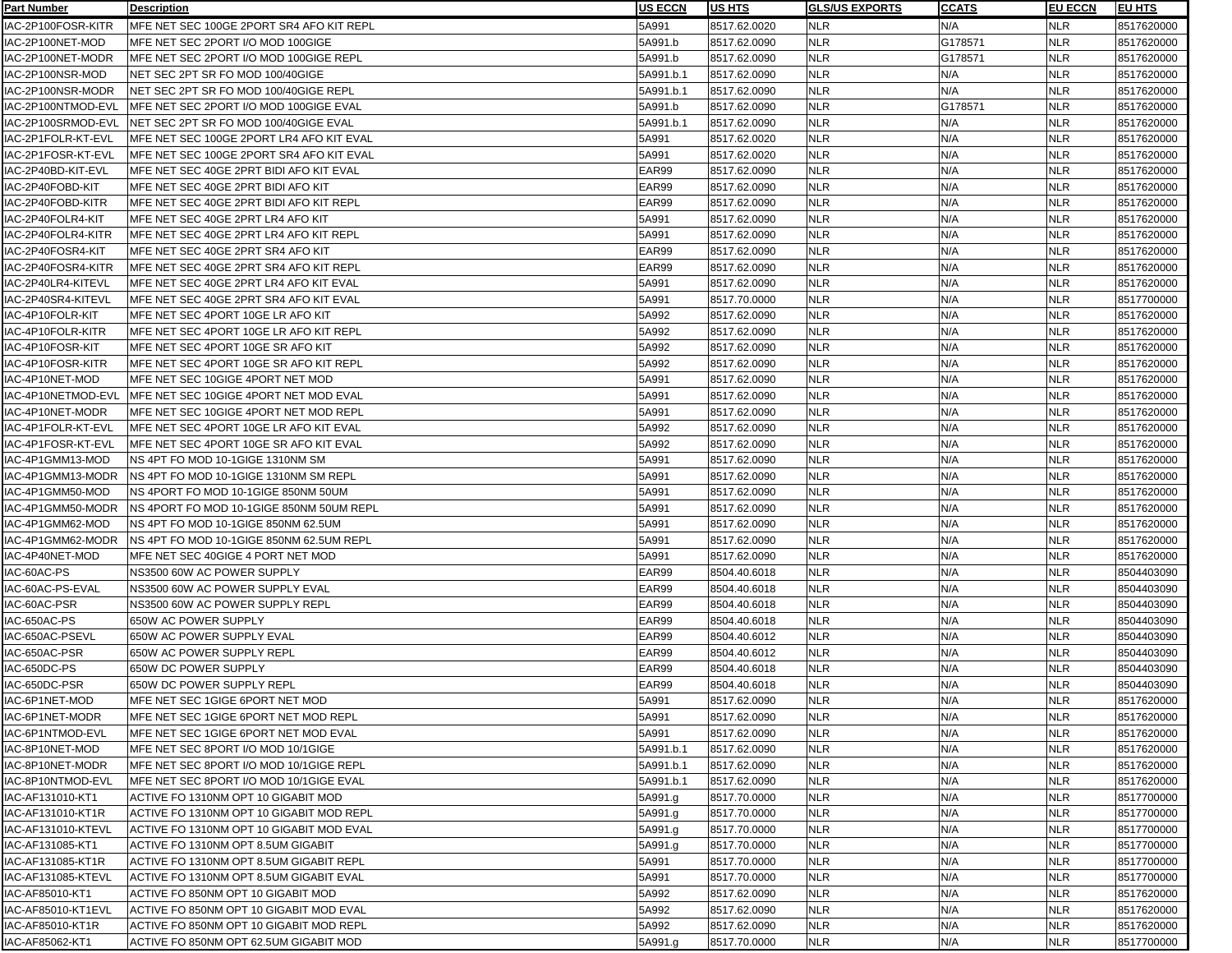| Part Number | Description | US ECCN | US HTS | GLS/US EXPORTS | CCATS | EU ECCN | EU HTS |
|---|---|---|---|---|---|---|---|
| IAC-2P100FOSR-KITR | MFE NET SEC 100GE 2PORT SR4 AFO KIT REPL | 5A991 | 8517.62.0020 | NLR | N/A | NLR | 8517620000 |
| IAC-2P100NET-MOD | MFE NET SEC 2PORT I/O MOD 100GIGE | 5A991.b | 8517.62.0090 | NLR | G178571 | NLR | 8517620000 |
| IAC-2P100NET-MODR | MFE NET SEC 2PORT I/O MOD 100GIGE REPL | 5A991.b | 8517.62.0090 | NLR | G178571 | NLR | 8517620000 |
| IAC-2P100NSR-MOD | NET SEC 2PT SR FO MOD 100/40GIGE | 5A991.b.1 | 8517.62.0090 | NLR | N/A | NLR | 8517620000 |
| IAC-2P100NSR-MODR | NET SEC 2PT SR FO MOD 100/40GIGE REPL | 5A991.b.1 | 8517.62.0090 | NLR | N/A | NLR | 8517620000 |
| IAC-2P100NTMOD-EVL | MFE NET SEC 2PORT I/O MOD 100GIGE EVAL | 5A991.b | 8517.62.0090 | NLR | G178571 | NLR | 8517620000 |
| IAC-2P100SRMOD-EVL | NET SEC 2PT SR FO MOD 100/40GIGE EVAL | 5A991.b.1 | 8517.62.0090 | NLR | N/A | NLR | 8517620000 |
| IAC-2P1FOLR-KT-EVL | MFE NET SEC 100GE 2PORT LR4 AFO KIT EVAL | 5A991 | 8517.62.0020 | NLR | N/A | NLR | 8517620000 |
| IAC-2P1FOSR-KT-EVL | MFE NET SEC 100GE 2PORT SR4 AFO KIT EVAL | 5A991 | 8517.62.0020 | NLR | N/A | NLR | 8517620000 |
| IAC-2P40BD-KIT-EVL | MFE NET SEC 40GE 2PRT BIDI AFO KIT EVAL | EAR99 | 8517.62.0090 | NLR | N/A | NLR | 8517620000 |
| IAC-2P40FOBD-KIT | MFE NET SEC 40GE 2PRT BIDI AFO KIT | EAR99 | 8517.62.0090 | NLR | N/A | NLR | 8517620000 |
| IAC-2P40FOBD-KITR | MFE NET SEC 40GE 2PRT BIDI AFO KIT REPL | EAR99 | 8517.62.0090 | NLR | N/A | NLR | 8517620000 |
| IAC-2P40FOLR4-KIT | MFE NET SEC 40GE 2PRT LR4 AFO KIT | 5A991 | 8517.62.0090 | NLR | N/A | NLR | 8517620000 |
| IAC-2P40FOLR4-KITR | MFE NET SEC 40GE 2PRT LR4 AFO KIT REPL | 5A991 | 8517.62.0090 | NLR | N/A | NLR | 8517620000 |
| IAC-2P40FOSR4-KIT | MFE NET SEC 40GE 2PRT SR4 AFO KIT | EAR99 | 8517.62.0090 | NLR | N/A | NLR | 8517620000 |
| IAC-2P40FOSR4-KITR | MFE NET SEC 40GE 2PRT SR4 AFO KIT REPL | EAR99 | 8517.62.0090 | NLR | N/A | NLR | 8517620000 |
| IAC-2P40LR4-KITEVL | MFE NET SEC 40GE 2PRT LR4 AFO KIT EVAL | 5A991 | 8517.62.0090 | NLR | N/A | NLR | 8517620000 |
| IAC-2P40SR4-KITEVL | MFE NET SEC 40GE 2PRT SR4 AFO KIT EVAL | 5A991 | 8517.70.0000 | NLR | N/A | NLR | 8517700000 |
| IAC-4P10FOLR-KIT | MFE NET SEC 4PORT 10GE LR AFO KIT | 5A992 | 8517.62.0090 | NLR | N/A | NLR | 8517620000 |
| IAC-4P10FOLR-KITR | MFE NET SEC 4PORT 10GE LR AFO KIT REPL | 5A992 | 8517.62.0090 | NLR | N/A | NLR | 8517620000 |
| IAC-4P10FOSR-KIT | MFE NET SEC 4PORT 10GE SR AFO KIT | 5A992 | 8517.62.0090 | NLR | N/A | NLR | 8517620000 |
| IAC-4P10FOSR-KITR | MFE NET SEC 4PORT 10GE SR AFO KIT REPL | 5A992 | 8517.62.0090 | NLR | N/A | NLR | 8517620000 |
| IAC-4P10NET-MOD | MFE NET SEC 10GIGE 4PORT NET MOD | 5A991 | 8517.62.0090 | NLR | N/A | NLR | 8517620000 |
| IAC-4P10NETMOD-EVL | MFE NET SEC 10GIGE 4PORT NET MOD EVAL | 5A991 | 8517.62.0090 | NLR | N/A | NLR | 8517620000 |
| IAC-4P10NET-MODR | MFE NET SEC 10GIGE 4PORT NET MOD REPL | 5A991 | 8517.62.0090 | NLR | N/A | NLR | 8517620000 |
| IAC-4P1FOLR-KT-EVL | MFE NET SEC 4PORT 10GE LR AFO KIT EVAL | 5A992 | 8517.62.0090 | NLR | N/A | NLR | 8517620000 |
| IAC-4P1FOSR-KT-EVL | MFE NET SEC 4PORT 10GE SR AFO KIT EVAL | 5A992 | 8517.62.0090 | NLR | N/A | NLR | 8517620000 |
| IAC-4P1GMM13-MOD | NS 4PT FO MOD 10-1GIGE 1310NM SM | 5A991 | 8517.62.0090 | NLR | N/A | NLR | 8517620000 |
| IAC-4P1GMM13-MODR | NS 4PT FO MOD 10-1GIGE 1310NM SM REPL | 5A991 | 8517.62.0090 | NLR | N/A | NLR | 8517620000 |
| IAC-4P1GMM50-MOD | NS 4PORT FO MOD 10-1GIGE 850NM 50UM | 5A991 | 8517.62.0090 | NLR | N/A | NLR | 8517620000 |
| IAC-4P1GMM50-MODR | NS 4PORT FO MOD 10-1GIGE 850NM 50UM REPL | 5A991 | 8517.62.0090 | NLR | N/A | NLR | 8517620000 |
| IAC-4P1GMM62-MOD | NS 4PT FO MOD 10-1GIGE 850NM 62.5UM | 5A991 | 8517.62.0090 | NLR | N/A | NLR | 8517620000 |
| IAC-4P1GMM62-MODR | NS 4PT FO MOD 10-1GIGE 850NM 62.5UM REPL | 5A991 | 8517.62.0090 | NLR | N/A | NLR | 8517620000 |
| IAC-4P40NET-MOD | MFE NET SEC 40GIGE 4 PORT NET MOD | 5A991 | 8517.62.0090 | NLR | N/A | NLR | 8517620000 |
| IAC-60AC-PS | NS3500 60W AC POWER SUPPLY | EAR99 | 8504.40.6018 | NLR | N/A | NLR | 8504403090 |
| IAC-60AC-PS-EVAL | NS3500 60W AC POWER SUPPLY EVAL | EAR99 | 8504.40.6018 | NLR | N/A | NLR | 8504403090 |
| IAC-60AC-PSR | NS3500 60W AC POWER SUPPLY REPL | EAR99 | 8504.40.6018 | NLR | N/A | NLR | 8504403090 |
| IAC-650AC-PS | 650W AC POWER SUPPLY | EAR99 | 8504.40.6018 | NLR | N/A | NLR | 8504403090 |
| IAC-650AC-PSEVL | 650W AC POWER SUPPLY EVAL | EAR99 | 8504.40.6012 | NLR | N/A | NLR | 8504403090 |
| IAC-650AC-PSR | 650W AC POWER SUPPLY REPL | EAR99 | 8504.40.6012 | NLR | N/A | NLR | 8504403090 |
| IAC-650DC-PS | 650W DC POWER SUPPLY | EAR99 | 8504.40.6018 | NLR | N/A | NLR | 8504403090 |
| IAC-650DC-PSR | 650W DC POWER SUPPLY REPL | EAR99 | 8504.40.6018 | NLR | N/A | NLR | 8504403090 |
| IAC-6P1NET-MOD | MFE NET SEC 1GIGE 6PORT NET MOD | 5A991 | 8517.62.0090 | NLR | N/A | NLR | 8517620000 |
| IAC-6P1NET-MODR | MFE NET SEC 1GIGE 6PORT NET MOD REPL | 5A991 | 8517.62.0090 | NLR | N/A | NLR | 8517620000 |
| IAC-6P1NTMOD-EVL | MFE NET SEC 1GIGE 6PORT NET MOD EVAL | 5A991 | 8517.62.0090 | NLR | N/A | NLR | 8517620000 |
| IAC-8P10NET-MOD | MFE NET SEC 8PORT I/O MOD 10/1GIGE | 5A991.b.1 | 8517.62.0090 | NLR | N/A | NLR | 8517620000 |
| IAC-8P10NET-MODR | MFE NET SEC 8PORT I/O MOD 10/1GIGE REPL | 5A991.b.1 | 8517.62.0090 | NLR | N/A | NLR | 8517620000 |
| IAC-8P10NTMOD-EVL | MFE NET SEC 8PORT I/O MOD 10/1GIGE EVAL | 5A991.b.1 | 8517.62.0090 | NLR | N/A | NLR | 8517620000 |
| IAC-AF131010-KT1 | ACTIVE FO 1310NM OPT 10 GIGABIT MOD | 5A991.g | 8517.70.0000 | NLR | N/A | NLR | 8517700000 |
| IAC-AF131010-KT1R | ACTIVE FO 1310NM OPT 10 GIGABIT MOD REPL | 5A991.g | 8517.70.0000 | NLR | N/A | NLR | 8517700000 |
| IAC-AF131010-KTEVL | ACTIVE FO 1310NM OPT 10 GIGABIT MOD EVAL | 5A991.g | 8517.70.0000 | NLR | N/A | NLR | 8517700000 |
| IAC-AF131085-KT1 | ACTIVE FO 1310NM OPT 8.5UM GIGABIT | 5A991.g | 8517.70.0000 | NLR | N/A | NLR | 8517700000 |
| IAC-AF131085-KT1R | ACTIVE FO 1310NM OPT 8.5UM GIGABIT REPL | 5A991 | 8517.70.0000 | NLR | N/A | NLR | 8517700000 |
| IAC-AF131085-KTEVL | ACTIVE FO 1310NM OPT 8.5UM GIGABIT EVAL | 5A991 | 8517.70.0000 | NLR | N/A | NLR | 8517700000 |
| IAC-AF85010-KT1 | ACTIVE FO 850NM OPT 10 GIGABIT MOD | 5A992 | 8517.62.0090 | NLR | N/A | NLR | 8517620000 |
| IAC-AF85010-KT1EVL | ACTIVE FO 850NM OPT 10 GIGABIT MOD EVAL | 5A992 | 8517.62.0090 | NLR | N/A | NLR | 8517620000 |
| IAC-AF85010-KT1R | ACTIVE FO 850NM OPT 10 GIGABIT MOD REPL | 5A992 | 8517.62.0090 | NLR | N/A | NLR | 8517620000 |
| IAC-AF85062-KT1 | ACTIVE FO 850NM OPT 62.5UM GIGABIT MOD | 5A991.g | 8517.70.0000 | NLR | N/A | NLR | 8517700000 |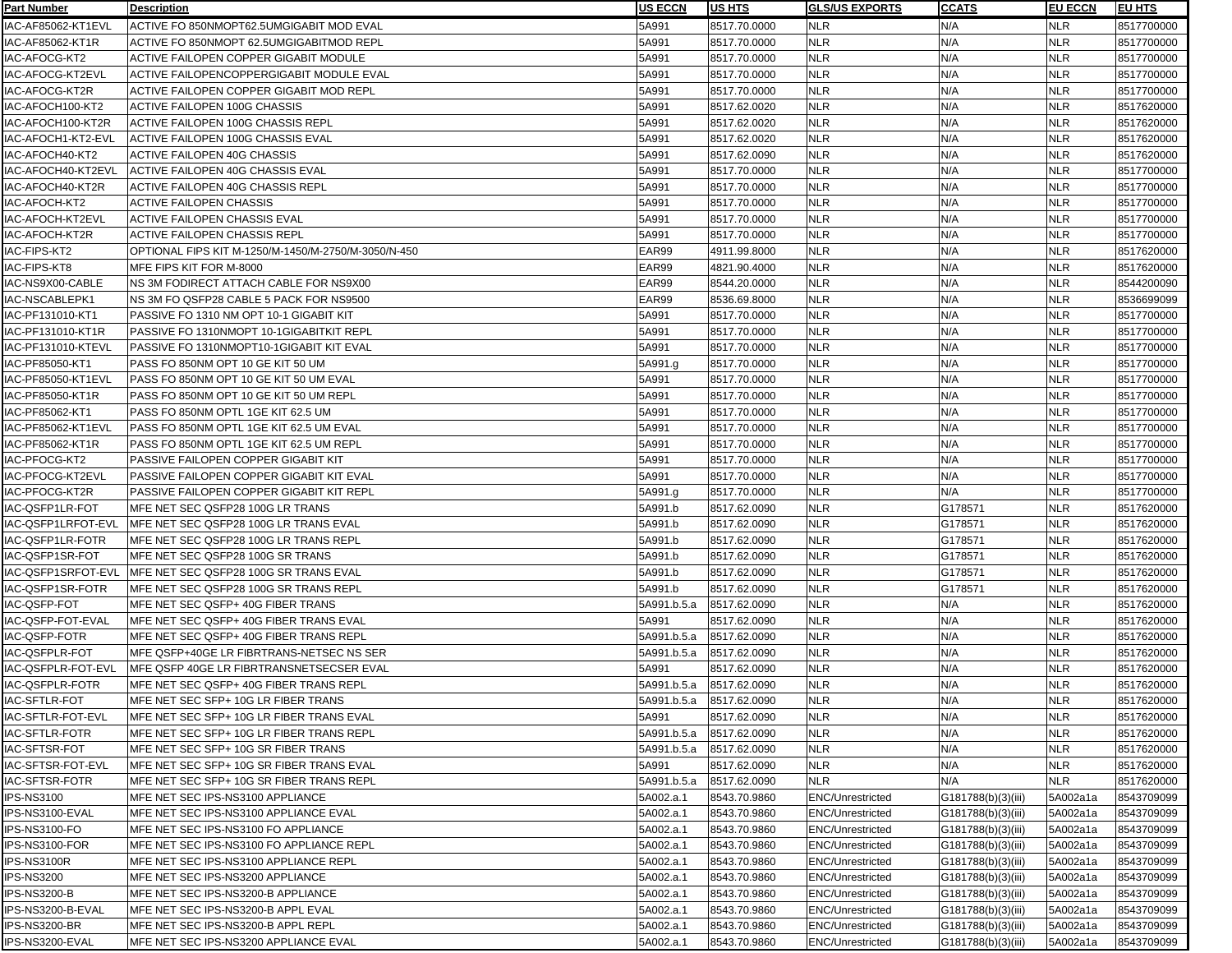| Part Number | Description | US ECCN | US HTS | GLS/US EXPORTS | CCATS | EU ECCN | EU HTS |
|---|---|---|---|---|---|---|---|
| IAC-AF85062-KT1EVL | ACTIVE FO 850NMOPT62.5UMGIGABIT MOD EVAL | 5A991 | 8517.70.0000 | NLR | N/A | NLR | 8517700000 |
| IAC-AF85062-KT1R | ACTIVE FO 850NMOPT 62.5UMGIGABITMOD REPL | 5A991 | 8517.70.0000 | NLR | N/A | NLR | 8517700000 |
| IAC-AFOCG-KT2 | ACTIVE FAILOPEN COPPER GIGABIT MODULE | 5A991 | 8517.70.0000 | NLR | N/A | NLR | 8517700000 |
| IAC-AFOCG-KT2EVL | ACTIVE FAILOPENCOPPERGIGABIT MODULE EVAL | 5A991 | 8517.70.0000 | NLR | N/A | NLR | 8517700000 |
| IAC-AFOCG-KT2R | ACTIVE FAILOPEN COPPER GIGABIT MOD REPL | 5A991 | 8517.70.0000 | NLR | N/A | NLR | 8517700000 |
| IAC-AFOCH100-KT2 | ACTIVE FAILOPEN 100G CHASSIS | 5A991 | 8517.62.0020 | NLR | N/A | NLR | 8517620000 |
| IAC-AFOCH100-KT2R | ACTIVE FAILOPEN 100G CHASSIS REPL | 5A991 | 8517.62.0020 | NLR | N/A | NLR | 8517620000 |
| IAC-AFOCH1-KT2-EVL | ACTIVE FAILOPEN 100G CHASSIS EVAL | 5A991 | 8517.62.0020 | NLR | N/A | NLR | 8517620000 |
| IAC-AFOCH40-KT2 | ACTIVE FAILOPEN 40G CHASSIS | 5A991 | 8517.62.0090 | NLR | N/A | NLR | 8517620000 |
| IAC-AFOCH40-KT2EVL | ACTIVE FAILOPEN 40G CHASSIS EVAL | 5A991 | 8517.70.0000 | NLR | N/A | NLR | 8517700000 |
| IAC-AFOCH40-KT2R | ACTIVE FAILOPEN 40G CHASSIS REPL | 5A991 | 8517.70.0000 | NLR | N/A | NLR | 8517700000 |
| IAC-AFOCH-KT2 | ACTIVE FAILOPEN CHASSIS | 5A991 | 8517.70.0000 | NLR | N/A | NLR | 8517700000 |
| IAC-AFOCH-KT2EVL | ACTIVE FAILOPEN CHASSIS EVAL | 5A991 | 8517.70.0000 | NLR | N/A | NLR | 8517700000 |
| IAC-AFOCH-KT2R | ACTIVE FAILOPEN CHASSIS REPL | 5A991 | 8517.70.0000 | NLR | N/A | NLR | 8517700000 |
| IAC-FIPS-KT2 | OPTIONAL FIPS KIT M-1250/M-1450/M-2750/M-3050/N-450 | EAR99 | 4911.99.8000 | NLR | N/A | NLR | 8517620000 |
| IAC-FIPS-KT8 | MFE FIPS KIT FOR M-8000 | EAR99 | 4821.90.4000 | NLR | N/A | NLR | 8517620000 |
| IAC-NS9X00-CABLE | NS 3M FODIRECT ATTACH CABLE FOR NS9X00 | EAR99 | 8544.20.0000 | NLR | N/A | NLR | 8544200090 |
| IAC-NSCABLEPK1 | NS 3M FO QSFP28 CABLE 5 PACK FOR NS9500 | EAR99 | 8536.69.8000 | NLR | N/A | NLR | 8536699099 |
| IAC-PF131010-KT1 | PASSIVE FO 1310 NM OPT 10-1 GIGABIT KIT | 5A991 | 8517.70.0000 | NLR | N/A | NLR | 8517700000 |
| IAC-PF131010-KT1R | PASSIVE FO 1310NMOPT 10-1GIGABITKIT REPL | 5A991 | 8517.70.0000 | NLR | N/A | NLR | 8517700000 |
| IAC-PF131010-KTEVL | PASSIVE FO 1310NMOPT10-1GIGABIT KIT EVAL | 5A991 | 8517.70.0000 | NLR | N/A | NLR | 8517700000 |
| IAC-PF85050-KT1 | PASS FO 850NM OPT 10 GE KIT 50 UM | 5A991.g | 8517.70.0000 | NLR | N/A | NLR | 8517700000 |
| IAC-PF85050-KT1EVL | PASS FO 850NM OPT 10 GE KIT 50 UM EVAL | 5A991 | 8517.70.0000 | NLR | N/A | NLR | 8517700000 |
| IAC-PF85050-KT1R | PASS FO 850NM OPT 10 GE KIT 50 UM REPL | 5A991 | 8517.70.0000 | NLR | N/A | NLR | 8517700000 |
| IAC-PF85062-KT1 | PASS FO 850NM OPTL 1GE KIT 62.5 UM | 5A991 | 8517.70.0000 | NLR | N/A | NLR | 8517700000 |
| IAC-PF85062-KT1EVL | PASS FO 850NM OPTL 1GE KIT 62.5 UM EVAL | 5A991 | 8517.70.0000 | NLR | N/A | NLR | 8517700000 |
| IAC-PF85062-KT1R | PASS FO 850NM OPTL 1GE KIT 62.5 UM REPL | 5A991 | 8517.70.0000 | NLR | N/A | NLR | 8517700000 |
| IAC-PFOCG-KT2 | PASSIVE FAILOPEN COPPER GIGABIT KIT | 5A991 | 8517.70.0000 | NLR | N/A | NLR | 8517700000 |
| IAC-PFOCG-KT2EVL | PASSIVE FAILOPEN COPPER GIGABIT KIT EVAL | 5A991 | 8517.70.0000 | NLR | N/A | NLR | 8517700000 |
| IAC-PFOCG-KT2R | PASSIVE FAILOPEN COPPER GIGABIT KIT REPL | 5A991.g | 8517.70.0000 | NLR | N/A | NLR | 8517700000 |
| IAC-QSFP1LR-FOT | MFE NET SEC QSFP28 100G LR TRANS | 5A991.b | 8517.62.0090 | NLR | G178571 | NLR | 8517620000 |
| IAC-QSFP1LRFOT-EVL | MFE NET SEC QSFP28 100G LR TRANS EVAL | 5A991.b | 8517.62.0090 | NLR | G178571 | NLR | 8517620000 |
| IAC-QSFP1LR-FOTR | MFE NET SEC QSFP28 100G LR TRANS REPL | 5A991.b | 8517.62.0090 | NLR | G178571 | NLR | 8517620000 |
| IAC-QSFP1SR-FOT | MFE NET SEC QSFP28 100G SR TRANS | 5A991.b | 8517.62.0090 | NLR | G178571 | NLR | 8517620000 |
| IAC-QSFP1SRFOT-EVL | MFE NET SEC QSFP28 100G SR TRANS EVAL | 5A991.b | 8517.62.0090 | NLR | G178571 | NLR | 8517620000 |
| IAC-QSFP1SR-FOTR | MFE NET SEC QSFP28 100G SR TRANS REPL | 5A991.b | 8517.62.0090 | NLR | G178571 | NLR | 8517620000 |
| IAC-QSFP-FOT | MFE NET SEC QSFP+ 40G FIBER TRANS | 5A991.b.5.a | 8517.62.0090 | NLR | N/A | NLR | 8517620000 |
| IAC-QSFP-FOT-EVAL | MFE NET SEC QSFP+ 40G FIBER TRANS EVAL | 5A991 | 8517.62.0090 | NLR | N/A | NLR | 8517620000 |
| IAC-QSFP-FOTR | MFE NET SEC QSFP+ 40G FIBER TRANS REPL | 5A991.b.5.a | 8517.62.0090 | NLR | N/A | NLR | 8517620000 |
| IAC-QSFPLR-FOT | MFE QSFP+40GE LR FIBRTRANS-NETSEC NS SER | 5A991.b.5.a | 8517.62.0090 | NLR | N/A | NLR | 8517620000 |
| IAC-QSFPLR-FOT-EVL | MFE QSFP 40GE LR FIBRTRANSNETSECSER EVAL | 5A991 | 8517.62.0090 | NLR | N/A | NLR | 8517620000 |
| IAC-QSFPLR-FOTR | MFE NET SEC QSFP+ 40G FIBER TRANS REPL | 5A991.b.5.a | 8517.62.0090 | NLR | N/A | NLR | 8517620000 |
| IAC-SFTLR-FOT | MFE NET SEC SFP+ 10G LR FIBER TRANS | 5A991.b.5.a | 8517.62.0090 | NLR | N/A | NLR | 8517620000 |
| IAC-SFTLR-FOT-EVL | MFE NET SEC SFP+ 10G LR FIBER TRANS EVAL | 5A991 | 8517.62.0090 | NLR | N/A | NLR | 8517620000 |
| IAC-SFTLR-FOTR | MFE NET SEC SFP+ 10G LR FIBER TRANS REPL | 5A991.b.5.a | 8517.62.0090 | NLR | N/A | NLR | 8517620000 |
| IAC-SFTSR-FOT | MFE NET SEC SFP+ 10G SR FIBER TRANS | 5A991.b.5.a | 8517.62.0090 | NLR | N/A | NLR | 8517620000 |
| IAC-SFTSR-FOT-EVL | MFE NET SEC SFP+ 10G SR FIBER TRANS EVAL | 5A991 | 8517.62.0090 | NLR | N/A | NLR | 8517620000 |
| IAC-SFTSR-FOTR | MFE NET SEC SFP+ 10G SR FIBER TRANS REPL | 5A991.b.5.a | 8517.62.0090 | NLR | N/A | NLR | 8517620000 |
| IPS-NS3100 | MFE NET SEC IPS-NS3100 APPLIANCE | 5A002.a.1 | 8543.70.9860 | ENC/Unrestricted | G181788(b)(3)(iii) | 5A002a1a | 8543709099 |
| IPS-NS3100-EVAL | MFE NET SEC IPS-NS3100 APPLIANCE EVAL | 5A002.a.1 | 8543.70.9860 | ENC/Unrestricted | G181788(b)(3)(iii) | 5A002a1a | 8543709099 |
| IPS-NS3100-FO | MFE NET SEC IPS-NS3100 FO APPLIANCE | 5A002.a.1 | 8543.70.9860 | ENC/Unrestricted | G181788(b)(3)(iii) | 5A002a1a | 8543709099 |
| IPS-NS3100-FOR | MFE NET SEC IPS-NS3100 FO APPLIANCE REPL | 5A002.a.1 | 8543.70.9860 | ENC/Unrestricted | G181788(b)(3)(iii) | 5A002a1a | 8543709099 |
| IPS-NS3100R | MFE NET SEC IPS-NS3100 APPLIANCE REPL | 5A002.a.1 | 8543.70.9860 | ENC/Unrestricted | G181788(b)(3)(iii) | 5A002a1a | 8543709099 |
| IPS-NS3200 | MFE NET SEC IPS-NS3200 APPLIANCE | 5A002.a.1 | 8543.70.9860 | ENC/Unrestricted | G181788(b)(3)(iii) | 5A002a1a | 8543709099 |
| IPS-NS3200-B | MFE NET SEC IPS-NS3200-B APPLIANCE | 5A002.a.1 | 8543.70.9860 | ENC/Unrestricted | G181788(b)(3)(iii) | 5A002a1a | 8543709099 |
| IPS-NS3200-B-EVAL | MFE NET SEC IPS-NS3200-B APPL EVAL | 5A002.a.1 | 8543.70.9860 | ENC/Unrestricted | G181788(b)(3)(iii) | 5A002a1a | 8543709099 |
| IPS-NS3200-BR | MFE NET SEC IPS-NS3200-B APPL REPL | 5A002.a.1 | 8543.70.9860 | ENC/Unrestricted | G181788(b)(3)(iii) | 5A002a1a | 8543709099 |
| IPS-NS3200-EVAL | MFE NET SEC IPS-NS3200 APPLIANCE EVAL | 5A002.a.1 | 8543.70.9860 | ENC/Unrestricted | G181788(b)(3)(iii) | 5A002a1a | 8543709099 |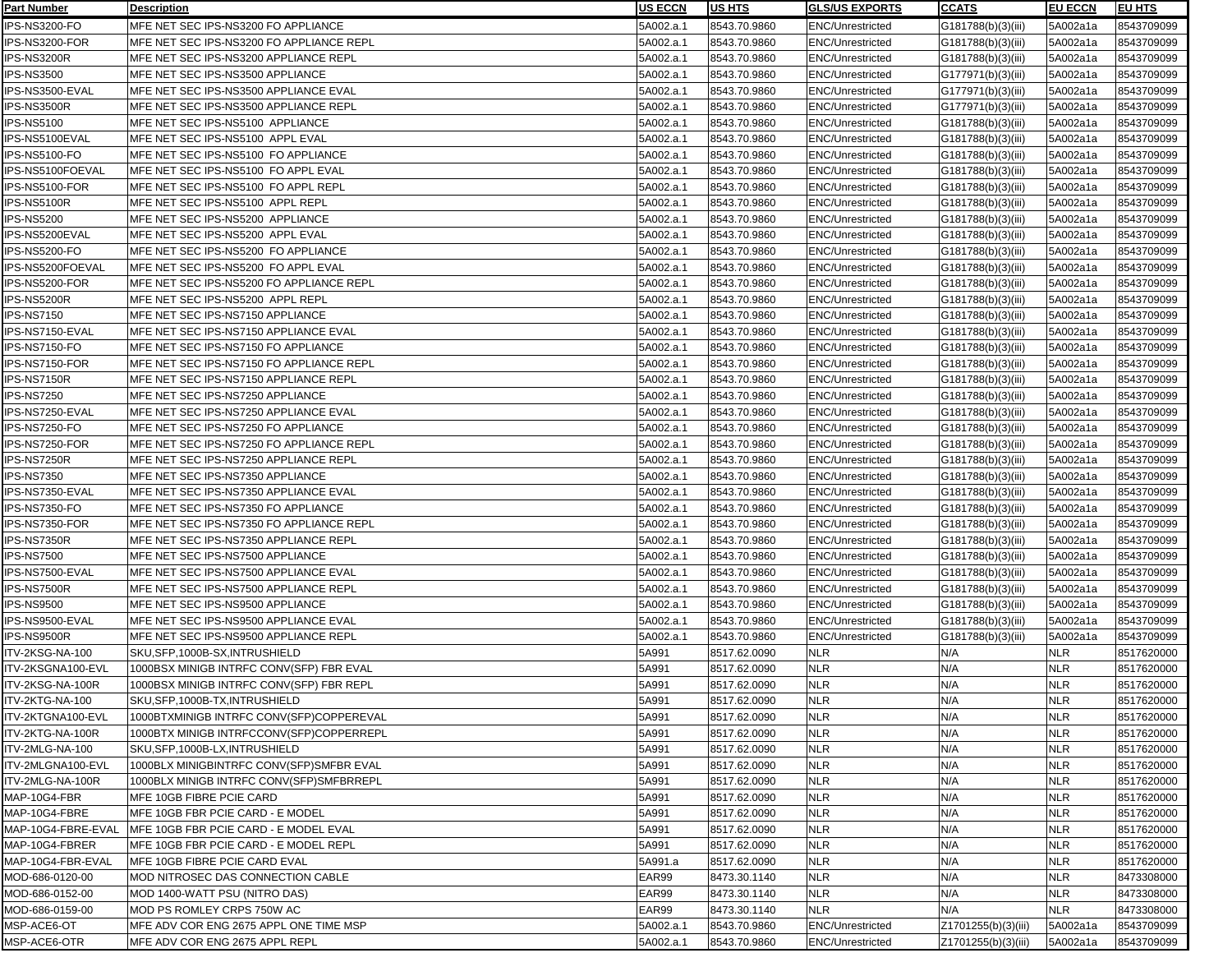| Part Number | Description | US ECCN | US HTS | GLS/US EXPORTS | CCATS | EU ECCN | EU HTS |
|---|---|---|---|---|---|---|---|
| IPS-NS3200-FO | MFE NET SEC IPS-NS3200 FO APPLIANCE | 5A002.a.1 | 8543.70.9860 | ENC/Unrestricted | G181788(b)(3)(iii) | 5A002a1a | 8543709099 |
| IPS-NS3200-FOR | MFE NET SEC IPS-NS3200 FO APPLIANCE REPL | 5A002.a.1 | 8543.70.9860 | ENC/Unrestricted | G181788(b)(3)(iii) | 5A002a1a | 8543709099 |
| IPS-NS3200R | MFE NET SEC IPS-NS3200 APPLIANCE REPL | 5A002.a.1 | 8543.70.9860 | ENC/Unrestricted | G181788(b)(3)(iii) | 5A002a1a | 8543709099 |
| IPS-NS3500 | MFE NET SEC IPS-NS3500 APPLIANCE | 5A002.a.1 | 8543.70.9860 | ENC/Unrestricted | G177971(b)(3)(iii) | 5A002a1a | 8543709099 |
| IPS-NS3500-EVAL | MFE NET SEC IPS-NS3500 APPLIANCE EVAL | 5A002.a.1 | 8543.70.9860 | ENC/Unrestricted | G177971(b)(3)(iii) | 5A002a1a | 8543709099 |
| IPS-NS3500R | MFE NET SEC IPS-NS3500 APPLIANCE REPL | 5A002.a.1 | 8543.70.9860 | ENC/Unrestricted | G177971(b)(3)(iii) | 5A002a1a | 8543709099 |
| IPS-NS5100 | MFE NET SEC IPS-NS5100 APPLIANCE | 5A002.a.1 | 8543.70.9860 | ENC/Unrestricted | G181788(b)(3)(iii) | 5A002a1a | 8543709099 |
| IPS-NS5100EVAL | MFE NET SEC IPS-NS5100 APPL EVAL | 5A002.a.1 | 8543.70.9860 | ENC/Unrestricted | G181788(b)(3)(iii) | 5A002a1a | 8543709099 |
| IPS-NS5100-FO | MFE NET SEC IPS-NS5100 FO APPLIANCE | 5A002.a.1 | 8543.70.9860 | ENC/Unrestricted | G181788(b)(3)(iii) | 5A002a1a | 8543709099 |
| IPS-NS5100FOEVAL | MFE NET SEC IPS-NS5100 FO APPL EVAL | 5A002.a.1 | 8543.70.9860 | ENC/Unrestricted | G181788(b)(3)(iii) | 5A002a1a | 8543709099 |
| IPS-NS5100-FOR | MFE NET SEC IPS-NS5100 FO APPL REPL | 5A002.a.1 | 8543.70.9860 | ENC/Unrestricted | G181788(b)(3)(iii) | 5A002a1a | 8543709099 |
| IPS-NS5100R | MFE NET SEC IPS-NS5100 APPL REPL | 5A002.a.1 | 8543.70.9860 | ENC/Unrestricted | G181788(b)(3)(iii) | 5A002a1a | 8543709099 |
| IPS-NS5200 | MFE NET SEC IPS-NS5200 APPLIANCE | 5A002.a.1 | 8543.70.9860 | ENC/Unrestricted | G181788(b)(3)(iii) | 5A002a1a | 8543709099 |
| IPS-NS5200EVAL | MFE NET SEC IPS-NS5200 APPL EVAL | 5A002.a.1 | 8543.70.9860 | ENC/Unrestricted | G181788(b)(3)(iii) | 5A002a1a | 8543709099 |
| IPS-NS5200-FO | MFE NET SEC IPS-NS5200 FO APPLIANCE | 5A002.a.1 | 8543.70.9860 | ENC/Unrestricted | G181788(b)(3)(iii) | 5A002a1a | 8543709099 |
| IPS-NS5200FOEVAL | MFE NET SEC IPS-NS5200 FO APPL EVAL | 5A002.a.1 | 8543.70.9860 | ENC/Unrestricted | G181788(b)(3)(iii) | 5A002a1a | 8543709099 |
| IPS-NS5200-FOR | MFE NET SEC IPS-NS5200 FO APPLIANCE REPL | 5A002.a.1 | 8543.70.9860 | ENC/Unrestricted | G181788(b)(3)(iii) | 5A002a1a | 8543709099 |
| IPS-NS5200R | MFE NET SEC IPS-NS5200 APPL REPL | 5A002.a.1 | 8543.70.9860 | ENC/Unrestricted | G181788(b)(3)(iii) | 5A002a1a | 8543709099 |
| IPS-NS7150 | MFE NET SEC IPS-NS7150 APPLIANCE | 5A002.a.1 | 8543.70.9860 | ENC/Unrestricted | G181788(b)(3)(iii) | 5A002a1a | 8543709099 |
| IPS-NS7150-EVAL | MFE NET SEC IPS-NS7150 APPLIANCE EVAL | 5A002.a.1 | 8543.70.9860 | ENC/Unrestricted | G181788(b)(3)(iii) | 5A002a1a | 8543709099 |
| IPS-NS7150-FO | MFE NET SEC IPS-NS7150 FO APPLIANCE | 5A002.a.1 | 8543.70.9860 | ENC/Unrestricted | G181788(b)(3)(iii) | 5A002a1a | 8543709099 |
| IPS-NS7150-FOR | MFE NET SEC IPS-NS7150 FO APPLIANCE REPL | 5A002.a.1 | 8543.70.9860 | ENC/Unrestricted | G181788(b)(3)(iii) | 5A002a1a | 8543709099 |
| IPS-NS7150R | MFE NET SEC IPS-NS7150 APPLIANCE REPL | 5A002.a.1 | 8543.70.9860 | ENC/Unrestricted | G181788(b)(3)(iii) | 5A002a1a | 8543709099 |
| IPS-NS7250 | MFE NET SEC IPS-NS7250 APPLIANCE | 5A002.a.1 | 8543.70.9860 | ENC/Unrestricted | G181788(b)(3)(iii) | 5A002a1a | 8543709099 |
| IPS-NS7250-EVAL | MFE NET SEC IPS-NS7250 APPLIANCE EVAL | 5A002.a.1 | 8543.70.9860 | ENC/Unrestricted | G181788(b)(3)(iii) | 5A002a1a | 8543709099 |
| IPS-NS7250-FO | MFE NET SEC IPS-NS7250 FO APPLIANCE | 5A002.a.1 | 8543.70.9860 | ENC/Unrestricted | G181788(b)(3)(iii) | 5A002a1a | 8543709099 |
| IPS-NS7250-FOR | MFE NET SEC IPS-NS7250 FO APPLIANCE REPL | 5A002.a.1 | 8543.70.9860 | ENC/Unrestricted | G181788(b)(3)(iii) | 5A002a1a | 8543709099 |
| IPS-NS7250R | MFE NET SEC IPS-NS7250 APPLIANCE REPL | 5A002.a.1 | 8543.70.9860 | ENC/Unrestricted | G181788(b)(3)(iii) | 5A002a1a | 8543709099 |
| IPS-NS7350 | MFE NET SEC IPS-NS7350 APPLIANCE | 5A002.a.1 | 8543.70.9860 | ENC/Unrestricted | G181788(b)(3)(iii) | 5A002a1a | 8543709099 |
| IPS-NS7350-EVAL | MFE NET SEC IPS-NS7350 APPLIANCE EVAL | 5A002.a.1 | 8543.70.9860 | ENC/Unrestricted | G181788(b)(3)(iii) | 5A002a1a | 8543709099 |
| IPS-NS7350-FO | MFE NET SEC IPS-NS7350 FO APPLIANCE | 5A002.a.1 | 8543.70.9860 | ENC/Unrestricted | G181788(b)(3)(iii) | 5A002a1a | 8543709099 |
| IPS-NS7350-FOR | MFE NET SEC IPS-NS7350 FO APPLIANCE REPL | 5A002.a.1 | 8543.70.9860 | ENC/Unrestricted | G181788(b)(3)(iii) | 5A002a1a | 8543709099 |
| IPS-NS7350R | MFE NET SEC IPS-NS7350 APPLIANCE REPL | 5A002.a.1 | 8543.70.9860 | ENC/Unrestricted | G181788(b)(3)(iii) | 5A002a1a | 8543709099 |
| IPS-NS7500 | MFE NET SEC IPS-NS7500 APPLIANCE | 5A002.a.1 | 8543.70.9860 | ENC/Unrestricted | G181788(b)(3)(iii) | 5A002a1a | 8543709099 |
| IPS-NS7500-EVAL | MFE NET SEC IPS-NS7500 APPLIANCE EVAL | 5A002.a.1 | 8543.70.9860 | ENC/Unrestricted | G181788(b)(3)(iii) | 5A002a1a | 8543709099 |
| IPS-NS7500R | MFE NET SEC IPS-NS7500 APPLIANCE REPL | 5A002.a.1 | 8543.70.9860 | ENC/Unrestricted | G181788(b)(3)(iii) | 5A002a1a | 8543709099 |
| IPS-NS9500 | MFE NET SEC IPS-NS9500 APPLIANCE | 5A002.a.1 | 8543.70.9860 | ENC/Unrestricted | G181788(b)(3)(iii) | 5A002a1a | 8543709099 |
| IPS-NS9500-EVAL | MFE NET SEC IPS-NS9500 APPLIANCE EVAL | 5A002.a.1 | 8543.70.9860 | ENC/Unrestricted | G181788(b)(3)(iii) | 5A002a1a | 8543709099 |
| IPS-NS9500R | MFE NET SEC IPS-NS9500 APPLIANCE REPL | 5A002.a.1 | 8543.70.9860 | ENC/Unrestricted | G181788(b)(3)(iii) | 5A002a1a | 8543709099 |
| ITV-2KSG-NA-100 | SKU,SFP,1000B-SX,INTRUSHIELD | 5A991 | 8517.62.0090 | NLR | N/A | NLR | 8517620000 |
| ITV-2KSGNA100-EVL | 1000BSX MINIGB INTRFC CONV(SFP) FBR EVAL | 5A991 | 8517.62.0090 | NLR | N/A | NLR | 8517620000 |
| ITV-2KSG-NA-100R | 1000BSX MINIGB INTRFC CONV(SFP) FBR REPL | 5A991 | 8517.62.0090 | NLR | N/A | NLR | 8517620000 |
| ITV-2KTG-NA-100 | SKU,SFP,1000B-TX,INTRUSHIELD | 5A991 | 8517.62.0090 | NLR | N/A | NLR | 8517620000 |
| ITV-2KTGNA100-EVL | 1000BTXMINIGB INTRFC CONV(SFP)COPPEREVAL | 5A991 | 8517.62.0090 | NLR | N/A | NLR | 8517620000 |
| ITV-2KTG-NA-100R | 1000BTX MINIGB INTRFCCONV(SFP)COPPERREPL | 5A991 | 8517.62.0090 | NLR | N/A | NLR | 8517620000 |
| ITV-2MLG-NA-100 | SKU,SFP,1000B-LX,INTRUSHIELD | 5A991 | 8517.62.0090 | NLR | N/A | NLR | 8517620000 |
| ITV-2MLGNA100-EVL | 1000BLX MINIGBINTRFC CONV(SFP)SMFBR EVAL | 5A991 | 8517.62.0090 | NLR | N/A | NLR | 8517620000 |
| ITV-2MLG-NA-100R | 1000BLX MINIGB INTRFC CONV(SFP)SMFBRREPL | 5A991 | 8517.62.0090 | NLR | N/A | NLR | 8517620000 |
| MAP-10G4-FBR | MFE 10GB FIBRE PCIE CARD | 5A991 | 8517.62.0090 | NLR | N/A | NLR | 8517620000 |
| MAP-10G4-FBRE | MFE 10GB FBR PCIE CARD - E MODEL | 5A991 | 8517.62.0090 | NLR | N/A | NLR | 8517620000 |
| MAP-10G4-FBRE-EVAL | MFE 10GB FBR PCIE CARD - E MODEL EVAL | 5A991 | 8517.62.0090 | NLR | N/A | NLR | 8517620000 |
| MAP-10G4-FBRER | MFE 10GB FBR PCIE CARD - E MODEL REPL | 5A991 | 8517.62.0090 | NLR | N/A | NLR | 8517620000 |
| MAP-10G4-FBR-EVAL | MFE 10GB FIBRE PCIE CARD EVAL | 5A991.a | 8517.62.0090 | NLR | N/A | NLR | 8517620000 |
| MOD-686-0120-00 | MOD NITROSEC DAS CONNECTION CABLE | EAR99 | 8473.30.1140 | NLR | N/A | NLR | 8473308000 |
| MOD-686-0152-00 | MOD 1400-WATT PSU (NITRO DAS) | EAR99 | 8473.30.1140 | NLR | N/A | NLR | 8473308000 |
| MOD-686-0159-00 | MOD PS ROMLEY CRPS 750W AC | EAR99 | 8473.30.1140 | NLR | N/A | NLR | 8473308000 |
| MSP-ACE6-OT | MFE ADV COR ENG 2675 APPL ONE TIME MSP | 5A002.a.1 | 8543.70.9860 | ENC/Unrestricted | Z1701255(b)(3)(iii) | 5A002a1a | 8543709099 |
| MSP-ACE6-OTR | MFE ADV COR ENG 2675 APPL REPL | 5A002.a.1 | 8543.70.9860 | ENC/Unrestricted | Z1701255(b)(3)(iii) | 5A002a1a | 8543709099 |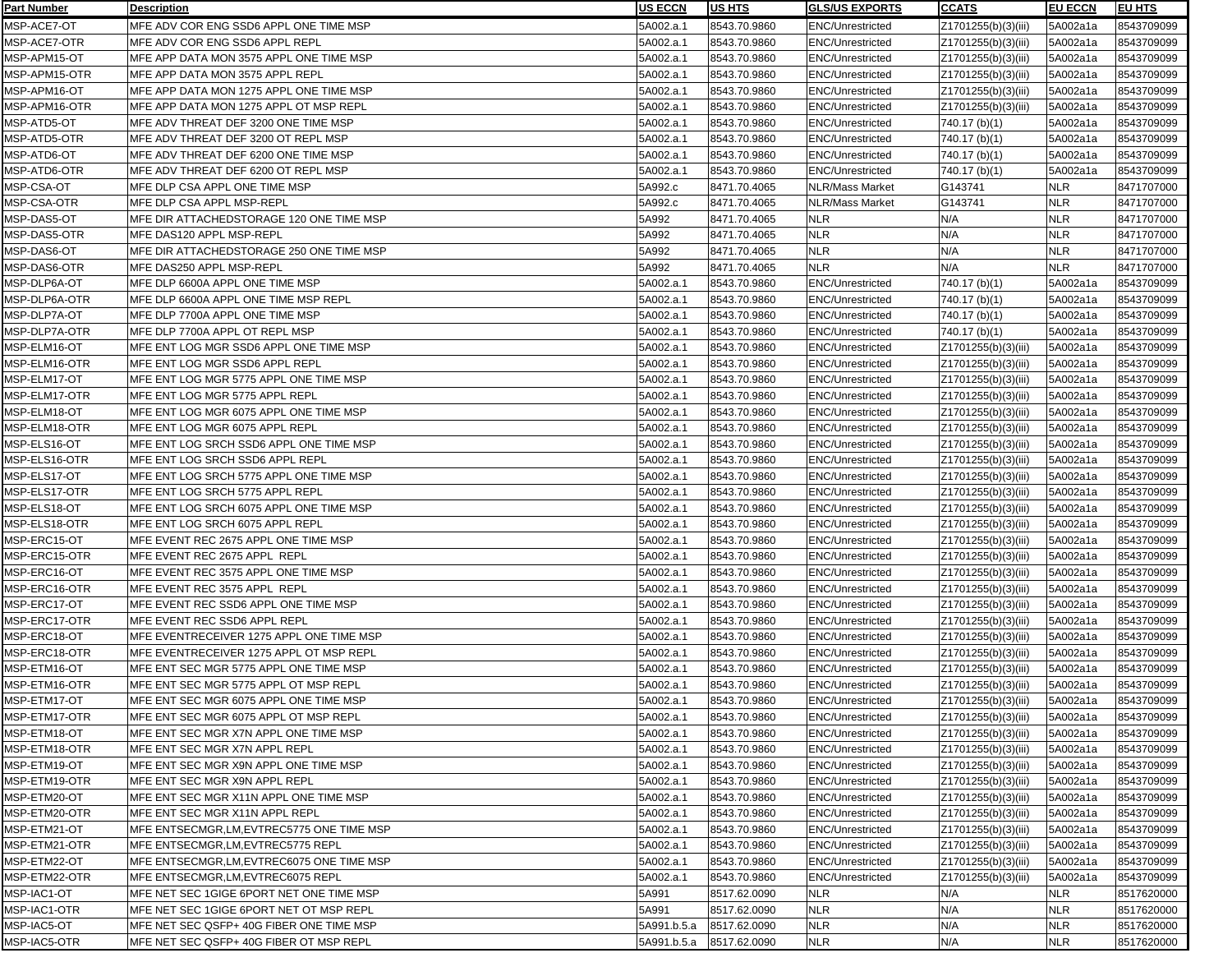| Part Number | Description | US ECCN | US HTS | GLS/US EXPORTS | CCATS | EU ECCN | EU HTS |
|---|---|---|---|---|---|---|---|
| MSP-ACE7-OT | MFE ADV COR ENG SSD6 APPL ONE TIME MSP | 5A002.a.1 | 8543.70.9860 | ENC/Unrestricted | Z1701255(b)(3)(iii) | 5A002a1a | 8543709099 |
| MSP-ACE7-OTR | MFE ADV COR ENG SSD6 APPL REPL | 5A002.a.1 | 8543.70.9860 | ENC/Unrestricted | Z1701255(b)(3)(iii) | 5A002a1a | 8543709099 |
| MSP-APM15-OT | MFE APP DATA MON 3575 APPL ONE TIME MSP | 5A002.a.1 | 8543.70.9860 | ENC/Unrestricted | Z1701255(b)(3)(iii) | 5A002a1a | 8543709099 |
| MSP-APM15-OTR | MFE APP DATA MON 3575 APPL REPL | 5A002.a.1 | 8543.70.9860 | ENC/Unrestricted | Z1701255(b)(3)(iii) | 5A002a1a | 8543709099 |
| MSP-APM16-OT | MFE APP DATA MON 1275 APPL ONE TIME MSP | 5A002.a.1 | 8543.70.9860 | ENC/Unrestricted | Z1701255(b)(3)(iii) | 5A002a1a | 8543709099 |
| MSP-APM16-OTR | MFE APP DATA MON 1275 APPL OT MSP REPL | 5A002.a.1 | 8543.70.9860 | ENC/Unrestricted | Z1701255(b)(3)(iii) | 5A002a1a | 8543709099 |
| MSP-ATD5-OT | MFE ADV THREAT DEF 3200 ONE TIME MSP | 5A002.a.1 | 8543.70.9860 | ENC/Unrestricted | 740.17 (b)(1) | 5A002a1a | 8543709099 |
| MSP-ATD5-OTR | MFE ADV THREAT DEF 3200 OT REPL MSP | 5A002.a.1 | 8543.70.9860 | ENC/Unrestricted | 740.17 (b)(1) | 5A002a1a | 8543709099 |
| MSP-ATD6-OT | MFE ADV THREAT DEF 6200 ONE TIME MSP | 5A002.a.1 | 8543.70.9860 | ENC/Unrestricted | 740.17 (b)(1) | 5A002a1a | 8543709099 |
| MSP-ATD6-OTR | MFE ADV THREAT DEF 6200 OT REPL MSP | 5A002.a.1 | 8543.70.9860 | ENC/Unrestricted | 740.17 (b)(1) | 5A002a1a | 8543709099 |
| MSP-CSA-OT | MFE DLP CSA APPL ONE TIME MSP | 5A992.c | 8471.70.4065 | NLR/Mass Market | G143741 | NLR | 8471707000 |
| MSP-CSA-OTR | MFE DLP CSA APPL MSP-REPL | 5A992.c | 8471.70.4065 | NLR/Mass Market | G143741 | NLR | 8471707000 |
| MSP-DAS5-OT | MFE DIR ATTACHEDSTORAGE 120 ONE TIME MSP | 5A992 | 8471.70.4065 | NLR | N/A | NLR | 8471707000 |
| MSP-DAS5-OTR | MFE DAS120 APPL MSP-REPL | 5A992 | 8471.70.4065 | NLR | N/A | NLR | 8471707000 |
| MSP-DAS6-OT | MFE DIR ATTACHEDSTORAGE 250 ONE TIME MSP | 5A992 | 8471.70.4065 | NLR | N/A | NLR | 8471707000 |
| MSP-DAS6-OTR | MFE DAS250 APPL MSP-REPL | 5A992 | 8471.70.4065 | NLR | N/A | NLR | 8471707000 |
| MSP-DLP6A-OT | MFE DLP 6600A APPL ONE TIME MSP | 5A002.a.1 | 8543.70.9860 | ENC/Unrestricted | 740.17 (b)(1) | 5A002a1a | 8543709099 |
| MSP-DLP6A-OTR | MFE DLP 6600A APPL ONE TIME MSP REPL | 5A002.a.1 | 8543.70.9860 | ENC/Unrestricted | 740.17 (b)(1) | 5A002a1a | 8543709099 |
| MSP-DLP7A-OT | MFE DLP 7700A APPL ONE TIME MSP | 5A002.a.1 | 8543.70.9860 | ENC/Unrestricted | 740.17 (b)(1) | 5A002a1a | 8543709099 |
| MSP-DLP7A-OTR | MFE DLP 7700A APPL OT REPL MSP | 5A002.a.1 | 8543.70.9860 | ENC/Unrestricted | 740.17 (b)(1) | 5A002a1a | 8543709099 |
| MSP-ELM16-OT | MFE ENT LOG MGR SSD6 APPL ONE TIME MSP | 5A002.a.1 | 8543.70.9860 | ENC/Unrestricted | Z1701255(b)(3)(iii) | 5A002a1a | 8543709099 |
| MSP-ELM16-OTR | MFE ENT LOG MGR SSD6 APPL REPL | 5A002.a.1 | 8543.70.9860 | ENC/Unrestricted | Z1701255(b)(3)(iii) | 5A002a1a | 8543709099 |
| MSP-ELM17-OT | MFE ENT LOG MGR 5775 APPL ONE TIME MSP | 5A002.a.1 | 8543.70.9860 | ENC/Unrestricted | Z1701255(b)(3)(iii) | 5A002a1a | 8543709099 |
| MSP-ELM17-OTR | MFE ENT LOG MGR 5775 APPL REPL | 5A002.a.1 | 8543.70.9860 | ENC/Unrestricted | Z1701255(b)(3)(iii) | 5A002a1a | 8543709099 |
| MSP-ELM18-OT | MFE ENT LOG MGR 6075 APPL ONE TIME MSP | 5A002.a.1 | 8543.70.9860 | ENC/Unrestricted | Z1701255(b)(3)(iii) | 5A002a1a | 8543709099 |
| MSP-ELM18-OTR | MFE ENT LOG MGR 6075 APPL REPL | 5A002.a.1 | 8543.70.9860 | ENC/Unrestricted | Z1701255(b)(3)(iii) | 5A002a1a | 8543709099 |
| MSP-ELS16-OT | MFE ENT LOG SRCH SSD6 APPL ONE TIME MSP | 5A002.a.1 | 8543.70.9860 | ENC/Unrestricted | Z1701255(b)(3)(iii) | 5A002a1a | 8543709099 |
| MSP-ELS16-OTR | MFE ENT LOG SRCH SSD6 APPL REPL | 5A002.a.1 | 8543.70.9860 | ENC/Unrestricted | Z1701255(b)(3)(iii) | 5A002a1a | 8543709099 |
| MSP-ELS17-OT | MFE ENT LOG SRCH 5775 APPL ONE TIME MSP | 5A002.a.1 | 8543.70.9860 | ENC/Unrestricted | Z1701255(b)(3)(iii) | 5A002a1a | 8543709099 |
| MSP-ELS17-OTR | MFE ENT LOG SRCH 5775 APPL REPL | 5A002.a.1 | 8543.70.9860 | ENC/Unrestricted | Z1701255(b)(3)(iii) | 5A002a1a | 8543709099 |
| MSP-ELS18-OT | MFE ENT LOG SRCH 6075 APPL ONE TIME MSP | 5A002.a.1 | 8543.70.9860 | ENC/Unrestricted | Z1701255(b)(3)(iii) | 5A002a1a | 8543709099 |
| MSP-ELS18-OTR | MFE ENT LOG SRCH 6075 APPL REPL | 5A002.a.1 | 8543.70.9860 | ENC/Unrestricted | Z1701255(b)(3)(iii) | 5A002a1a | 8543709099 |
| MSP-ERC15-OT | MFE EVENT REC 2675 APPL ONE TIME MSP | 5A002.a.1 | 8543.70.9860 | ENC/Unrestricted | Z1701255(b)(3)(iii) | 5A002a1a | 8543709099 |
| MSP-ERC15-OTR | MFE EVENT REC 2675 APPL REPL | 5A002.a.1 | 8543.70.9860 | ENC/Unrestricted | Z1701255(b)(3)(iii) | 5A002a1a | 8543709099 |
| MSP-ERC16-OT | MFE EVENT REC 3575 APPL ONE TIME MSP | 5A002.a.1 | 8543.70.9860 | ENC/Unrestricted | Z1701255(b)(3)(iii) | 5A002a1a | 8543709099 |
| MSP-ERC16-OTR | MFE EVENT REC 3575 APPL REPL | 5A002.a.1 | 8543.70.9860 | ENC/Unrestricted | Z1701255(b)(3)(iii) | 5A002a1a | 8543709099 |
| MSP-ERC17-OT | MFE EVENT REC SSD6 APPL ONE TIME MSP | 5A002.a.1 | 8543.70.9860 | ENC/Unrestricted | Z1701255(b)(3)(iii) | 5A002a1a | 8543709099 |
| MSP-ERC17-OTR | MFE EVENT REC SSD6 APPL REPL | 5A002.a.1 | 8543.70.9860 | ENC/Unrestricted | Z1701255(b)(3)(iii) | 5A002a1a | 8543709099 |
| MSP-ERC18-OT | MFE EVENTRECEIVER 1275 APPL ONE TIME MSP | 5A002.a.1 | 8543.70.9860 | ENC/Unrestricted | Z1701255(b)(3)(iii) | 5A002a1a | 8543709099 |
| MSP-ERC18-OTR | MFE EVENTRECEIVER 1275 APPL OT MSP REPL | 5A002.a.1 | 8543.70.9860 | ENC/Unrestricted | Z1701255(b)(3)(iii) | 5A002a1a | 8543709099 |
| MSP-ETM16-OT | MFE ENT SEC MGR 5775 APPL ONE TIME MSP | 5A002.a.1 | 8543.70.9860 | ENC/Unrestricted | Z1701255(b)(3)(iii) | 5A002a1a | 8543709099 |
| MSP-ETM16-OTR | MFE ENT SEC MGR 5775 APPL OT MSP REPL | 5A002.a.1 | 8543.70.9860 | ENC/Unrestricted | Z1701255(b)(3)(iii) | 5A002a1a | 8543709099 |
| MSP-ETM17-OT | MFE ENT SEC MGR 6075 APPL ONE TIME MSP | 5A002.a.1 | 8543.70.9860 | ENC/Unrestricted | Z1701255(b)(3)(iii) | 5A002a1a | 8543709099 |
| MSP-ETM17-OTR | MFE ENT SEC MGR 6075 APPL OT MSP REPL | 5A002.a.1 | 8543.70.9860 | ENC/Unrestricted | Z1701255(b)(3)(iii) | 5A002a1a | 8543709099 |
| MSP-ETM18-OT | MFE ENT SEC MGR X7N APPL ONE TIME MSP | 5A002.a.1 | 8543.70.9860 | ENC/Unrestricted | Z1701255(b)(3)(iii) | 5A002a1a | 8543709099 |
| MSP-ETM18-OTR | MFE ENT SEC MGR X7N APPL REPL | 5A002.a.1 | 8543.70.9860 | ENC/Unrestricted | Z1701255(b)(3)(iii) | 5A002a1a | 8543709099 |
| MSP-ETM19-OT | MFE ENT SEC MGR X9N APPL ONE TIME MSP | 5A002.a.1 | 8543.70.9860 | ENC/Unrestricted | Z1701255(b)(3)(iii) | 5A002a1a | 8543709099 |
| MSP-ETM19-OTR | MFE ENT SEC MGR X9N APPL REPL | 5A002.a.1 | 8543.70.9860 | ENC/Unrestricted | Z1701255(b)(3)(iii) | 5A002a1a | 8543709099 |
| MSP-ETM20-OT | MFE ENT SEC MGR X11N APPL ONE TIME MSP | 5A002.a.1 | 8543.70.9860 | ENC/Unrestricted | Z1701255(b)(3)(iii) | 5A002a1a | 8543709099 |
| MSP-ETM20-OTR | MFE ENT SEC MGR X11N APPL REPL | 5A002.a.1 | 8543.70.9860 | ENC/Unrestricted | Z1701255(b)(3)(iii) | 5A002a1a | 8543709099 |
| MSP-ETM21-OT | MFE ENTSECMGR,LM,EVTREC5775 ONE TIME MSP | 5A002.a.1 | 8543.70.9860 | ENC/Unrestricted | Z1701255(b)(3)(iii) | 5A002a1a | 8543709099 |
| MSP-ETM21-OTR | MFE ENTSECMGR,LM,EVTREC5775 REPL | 5A002.a.1 | 8543.70.9860 | ENC/Unrestricted | Z1701255(b)(3)(iii) | 5A002a1a | 8543709099 |
| MSP-ETM22-OT | MFE ENTSECMGR,LM,EVTREC6075 ONE TIME MSP | 5A002.a.1 | 8543.70.9860 | ENC/Unrestricted | Z1701255(b)(3)(iii) | 5A002a1a | 8543709099 |
| MSP-ETM22-OTR | MFE ENTSECMGR,LM,EVTREC6075 REPL | 5A002.a.1 | 8543.70.9860 | ENC/Unrestricted | Z1701255(b)(3)(iii) | 5A002a1a | 8543709099 |
| MSP-IAC1-OT | MFE NET SEC 1GIGE 6PORT NET ONE TIME MSP | 5A991 | 8517.62.0090 | NLR | N/A | NLR | 8517620000 |
| MSP-IAC1-OTR | MFE NET SEC 1GIGE 6PORT NET OT MSP REPL | 5A991 | 8517.62.0090 | NLR | N/A | NLR | 8517620000 |
| MSP-IAC5-OT | MFE NET SEC QSFP+ 40G FIBER ONE TIME MSP | 5A991.b.5.a | 8517.62.0090 | NLR | N/A | NLR | 8517620000 |
| MSP-IAC5-OTR | MFE NET SEC QSFP+ 40G FIBER OT MSP REPL | 5A991.b.5.a | 8517.62.0090 | NLR | N/A | NLR | 8517620000 |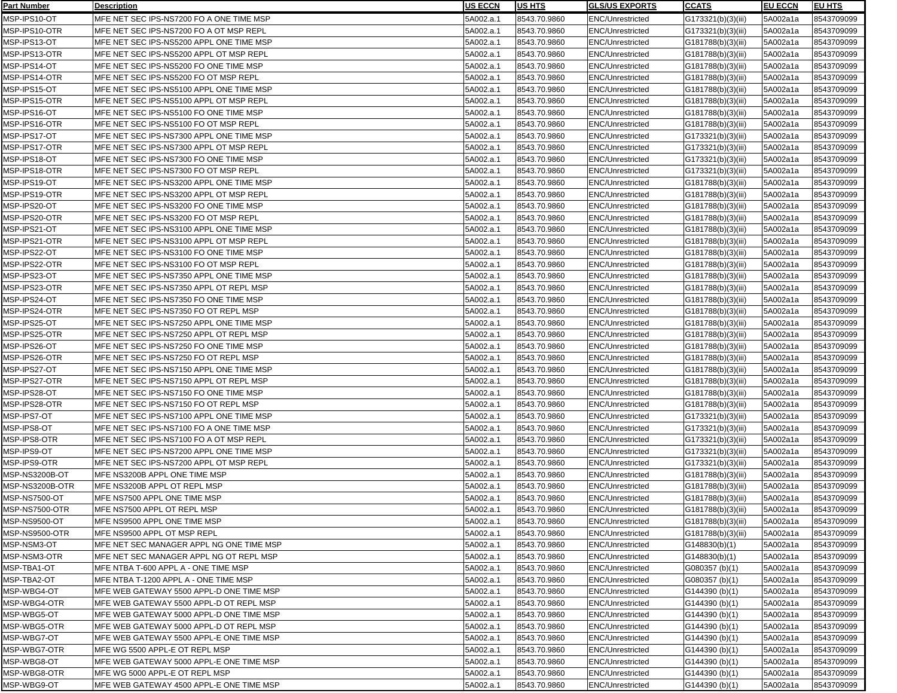| Part Number | Description | US ECCN | US HTS | GLS/US EXPORTS | CCATS | EU ECCN | EU HTS |
|---|---|---|---|---|---|---|---|
| MSP-IPS10-OT | MFE NET SEC IPS-NS7200 FO A ONE TIME MSP | 5A002.a.1 | 8543.70.9860 | ENC/Unrestricted | G173321(b)(3)(iii) | 5A002a1a | 8543709099 |
| MSP-IPS10-OTR | MFE NET SEC IPS-NS7200 FO A OT MSP REPL | 5A002.a.1 | 8543.70.9860 | ENC/Unrestricted | G173321(b)(3)(iii) | 5A002a1a | 8543709099 |
| MSP-IPS13-OT | MFE NET SEC IPS-NS5200 APPL ONE TIME MSP | 5A002.a.1 | 8543.70.9860 | ENC/Unrestricted | G181788(b)(3)(iii) | 5A002a1a | 8543709099 |
| MSP-IPS13-OTR | MFE NET SEC IPS-NS5200 APPL OT MSP REPL | 5A002.a.1 | 8543.70.9860 | ENC/Unrestricted | G181788(b)(3)(iii) | 5A002a1a | 8543709099 |
| MSP-IPS14-OT | MFE NET SEC IPS-NS5200 FO ONE TIME MSP | 5A002.a.1 | 8543.70.9860 | ENC/Unrestricted | G181788(b)(3)(iii) | 5A002a1a | 8543709099 |
| MSP-IPS14-OTR | MFE NET SEC IPS-NS5200 FO OT MSP REPL | 5A002.a.1 | 8543.70.9860 | ENC/Unrestricted | G181788(b)(3)(iii) | 5A002a1a | 8543709099 |
| MSP-IPS15-OT | MFE NET SEC IPS-NS5100 APPL ONE TIME MSP | 5A002.a.1 | 8543.70.9860 | ENC/Unrestricted | G181788(b)(3)(iii) | 5A002a1a | 8543709099 |
| MSP-IPS15-OTR | MFE NET SEC IPS-NS5100 APPL OT MSP REPL | 5A002.a.1 | 8543.70.9860 | ENC/Unrestricted | G181788(b)(3)(iii) | 5A002a1a | 8543709099 |
| MSP-IPS16-OT | MFE NET SEC IPS-NS5100 FO ONE TIME MSP | 5A002.a.1 | 8543.70.9860 | ENC/Unrestricted | G181788(b)(3)(iii) | 5A002a1a | 8543709099 |
| MSP-IPS16-OTR | MFE NET SEC IPS-NS5100 FO OT MSP REPL | 5A002.a.1 | 8543.70.9860 | ENC/Unrestricted | G181788(b)(3)(iii) | 5A002a1a | 8543709099 |
| MSP-IPS17-OT | MFE NET SEC IPS-NS7300 APPL ONE TIME MSP | 5A002.a.1 | 8543.70.9860 | ENC/Unrestricted | G173321(b)(3)(iii) | 5A002a1a | 8543709099 |
| MSP-IPS17-OTR | MFE NET SEC IPS-NS7300 APPL OT MSP REPL | 5A002.a.1 | 8543.70.9860 | ENC/Unrestricted | G173321(b)(3)(iii) | 5A002a1a | 8543709099 |
| MSP-IPS18-OT | MFE NET SEC IPS-NS7300 FO ONE TIME MSP | 5A002.a.1 | 8543.70.9860 | ENC/Unrestricted | G173321(b)(3)(iii) | 5A002a1a | 8543709099 |
| MSP-IPS18-OTR | MFE NET SEC IPS-NS7300 FO OT MSP REPL | 5A002.a.1 | 8543.70.9860 | ENC/Unrestricted | G173321(b)(3)(iii) | 5A002a1a | 8543709099 |
| MSP-IPS19-OT | MFE NET SEC IPS-NS3200 APPL ONE TIME MSP | 5A002.a.1 | 8543.70.9860 | ENC/Unrestricted | G181788(b)(3)(iii) | 5A002a1a | 8543709099 |
| MSP-IPS19-OTR | MFE NET SEC IPS-NS3200 APPL OT MSP REPL | 5A002.a.1 | 8543.70.9860 | ENC/Unrestricted | G181788(b)(3)(iii) | 5A002a1a | 8543709099 |
| MSP-IPS20-OT | MFE NET SEC IPS-NS3200 FO ONE TIME MSP | 5A002.a.1 | 8543.70.9860 | ENC/Unrestricted | G181788(b)(3)(iii) | 5A002a1a | 8543709099 |
| MSP-IPS20-OTR | MFE NET SEC IPS-NS3200 FO OT MSP REPL | 5A002.a.1 | 8543.70.9860 | ENC/Unrestricted | G181788(b)(3)(iii) | 5A002a1a | 8543709099 |
| MSP-IPS21-OT | MFE NET SEC IPS-NS3100 APPL ONE TIME MSP | 5A002.a.1 | 8543.70.9860 | ENC/Unrestricted | G181788(b)(3)(iii) | 5A002a1a | 8543709099 |
| MSP-IPS21-OTR | MFE NET SEC IPS-NS3100 APPL OT MSP REPL | 5A002.a.1 | 8543.70.9860 | ENC/Unrestricted | G181788(b)(3)(iii) | 5A002a1a | 8543709099 |
| MSP-IPS22-OT | MFE NET SEC IPS-NS3100 FO ONE TIME MSP | 5A002.a.1 | 8543.70.9860 | ENC/Unrestricted | G181788(b)(3)(iii) | 5A002a1a | 8543709099 |
| MSP-IPS22-OTR | MFE NET SEC IPS-NS3100 FO OT MSP REPL | 5A002.a.1 | 8543.70.9860 | ENC/Unrestricted | G181788(b)(3)(iii) | 5A002a1a | 8543709099 |
| MSP-IPS23-OT | MFE NET SEC IPS-NS7350 APPL ONE TIME MSP | 5A002.a.1 | 8543.70.9860 | ENC/Unrestricted | G181788(b)(3)(iii) | 5A002a1a | 8543709099 |
| MSP-IPS23-OTR | MFE NET SEC IPS-NS7350 APPL OT REPL MSP | 5A002.a.1 | 8543.70.9860 | ENC/Unrestricted | G181788(b)(3)(iii) | 5A002a1a | 8543709099 |
| MSP-IPS24-OT | MFE NET SEC IPS-NS7350 FO ONE TIME MSP | 5A002.a.1 | 8543.70.9860 | ENC/Unrestricted | G181788(b)(3)(iii) | 5A002a1a | 8543709099 |
| MSP-IPS24-OTR | MFE NET SEC IPS-NS7350 FO OT REPL MSP | 5A002.a.1 | 8543.70.9860 | ENC/Unrestricted | G181788(b)(3)(iii) | 5A002a1a | 8543709099 |
| MSP-IPS25-OT | MFE NET SEC IPS-NS7250 APPL ONE TIME MSP | 5A002.a.1 | 8543.70.9860 | ENC/Unrestricted | G181788(b)(3)(iii) | 5A002a1a | 8543709099 |
| MSP-IPS25-OTR | MFE NET SEC IPS-NS7250 APPL OT REPL MSP | 5A002.a.1 | 8543.70.9860 | ENC/Unrestricted | G181788(b)(3)(iii) | 5A002a1a | 8543709099 |
| MSP-IPS26-OT | MFE NET SEC IPS-NS7250 FO ONE TIME MSP | 5A002.a.1 | 8543.70.9860 | ENC/Unrestricted | G181788(b)(3)(iii) | 5A002a1a | 8543709099 |
| MSP-IPS26-OTR | MFE NET SEC IPS-NS7250 FO OT REPL MSP | 5A002.a.1 | 8543.70.9860 | ENC/Unrestricted | G181788(b)(3)(iii) | 5A002a1a | 8543709099 |
| MSP-IPS27-OT | MFE NET SEC IPS-NS7150 APPL ONE TIME MSP | 5A002.a.1 | 8543.70.9860 | ENC/Unrestricted | G181788(b)(3)(iii) | 5A002a1a | 8543709099 |
| MSP-IPS27-OTR | MFE NET SEC IPS-NS7150 APPL OT REPL MSP | 5A002.a.1 | 8543.70.9860 | ENC/Unrestricted | G181788(b)(3)(iii) | 5A002a1a | 8543709099 |
| MSP-IPS28-OT | MFE NET SEC IPS-NS7150 FO ONE TIME MSP | 5A002.a.1 | 8543.70.9860 | ENC/Unrestricted | G181788(b)(3)(iii) | 5A002a1a | 8543709099 |
| MSP-IPS28-OTR | MFE NET SEC IPS-NS7150 FO OT REPL MSP | 5A002.a.1 | 8543.70.9860 | ENC/Unrestricted | G181788(b)(3)(iii) | 5A002a1a | 8543709099 |
| MSP-IPS7-OT | MFE NET SEC IPS-NS7100 APPL ONE TIME MSP | 5A002.a.1 | 8543.70.9860 | ENC/Unrestricted | G173321(b)(3)(iii) | 5A002a1a | 8543709099 |
| MSP-IPS8-OT | MFE NET SEC IPS-NS7100 FO A ONE TIME MSP | 5A002.a.1 | 8543.70.9860 | ENC/Unrestricted | G173321(b)(3)(iii) | 5A002a1a | 8543709099 |
| MSP-IPS8-OTR | MFE NET SEC IPS-NS7100 FO A OT MSP REPL | 5A002.a.1 | 8543.70.9860 | ENC/Unrestricted | G173321(b)(3)(iii) | 5A002a1a | 8543709099 |
| MSP-IPS9-OT | MFE NET SEC IPS-NS7200 APPL ONE TIME MSP | 5A002.a.1 | 8543.70.9860 | ENC/Unrestricted | G173321(b)(3)(iii) | 5A002a1a | 8543709099 |
| MSP-IPS9-OTR | MFE NET SEC IPS-NS7200 APPL OT MSP REPL | 5A002.a.1 | 8543.70.9860 | ENC/Unrestricted | G173321(b)(3)(iii) | 5A002a1a | 8543709099 |
| MSP-NS3200B-OT | MFE NS3200B APPL ONE TIME MSP | 5A002.a.1 | 8543.70.9860 | ENC/Unrestricted | G181788(b)(3)(iii) | 5A002a1a | 8543709099 |
| MSP-NS3200B-OTR | MFE NS3200B APPL OT REPL MSP | 5A002.a.1 | 8543.70.9860 | ENC/Unrestricted | G181788(b)(3)(iii) | 5A002a1a | 8543709099 |
| MSP-NS7500-OT | MFE NS7500 APPL ONE TIME MSP | 5A002.a.1 | 8543.70.9860 | ENC/Unrestricted | G181788(b)(3)(iii) | 5A002a1a | 8543709099 |
| MSP-NS7500-OTR | MFE NS7500 APPL OT REPL MSP | 5A002.a.1 | 8543.70.9860 | ENC/Unrestricted | G181788(b)(3)(iii) | 5A002a1a | 8543709099 |
| MSP-NS9500-OT | MFE NS9500 APPL ONE TIME MSP | 5A002.a.1 | 8543.70.9860 | ENC/Unrestricted | G181788(b)(3)(iii) | 5A002a1a | 8543709099 |
| MSP-NS9500-OTR | MFE NS9500 APPL OT MSP REPL | 5A002.a.1 | 8543.70.9860 | ENC/Unrestricted | G181788(b)(3)(iii) | 5A002a1a | 8543709099 |
| MSP-NSM3-OT | MFE NET SEC MANAGER APPL NG ONE TIME MSP | 5A002.a.1 | 8543.70.9860 | ENC/Unrestricted | G148830(b)(1) | 5A002a1a | 8543709099 |
| MSP-NSM3-OTR | MFE NET SEC MANAGER APPL NG OT REPL MSP | 5A002.a.1 | 8543.70.9860 | ENC/Unrestricted | G148830(b)(1) | 5A002a1a | 8543709099 |
| MSP-TBA1-OT | MFE NTBA T-600 APPL A - ONE TIME MSP | 5A002.a.1 | 8543.70.9860 | ENC/Unrestricted | G080357 (b)(1) | 5A002a1a | 8543709099 |
| MSP-TBA2-OT | MFE NTBA T-1200 APPL A - ONE TIME MSP | 5A002.a.1 | 8543.70.9860 | ENC/Unrestricted | G080357 (b)(1) | 5A002a1a | 8543709099 |
| MSP-WBG4-OT | MFE WEB GATEWAY 5500 APPL-D ONE TIME MSP | 5A002.a.1 | 8543.70.9860 | ENC/Unrestricted | G144390 (b)(1) | 5A002a1a | 8543709099 |
| MSP-WBG4-OTR | MFE WEB GATEWAY 5500 APPL-D OT REPL MSP | 5A002.a.1 | 8543.70.9860 | ENC/Unrestricted | G144390 (b)(1) | 5A002a1a | 8543709099 |
| MSP-WBG5-OT | MFE WEB GATEWAY 5000 APPL-D ONE TIME MSP | 5A002.a.1 | 8543.70.9860 | ENC/Unrestricted | G144390 (b)(1) | 5A002a1a | 8543709099 |
| MSP-WBG5-OTR | MFE WEB GATEWAY 5000 APPL-D OT REPL MSP | 5A002.a.1 | 8543.70.9860 | ENC/Unrestricted | G144390 (b)(1) | 5A002a1a | 8543709099 |
| MSP-WBG7-OT | MFE WEB GATEWAY 5500 APPL-E ONE TIME MSP | 5A002.a.1 | 8543.70.9860 | ENC/Unrestricted | G144390 (b)(1) | 5A002a1a | 8543709099 |
| MSP-WBG7-OTR | MFE WG 5500 APPL-E OT REPL MSP | 5A002.a.1 | 8543.70.9860 | ENC/Unrestricted | G144390 (b)(1) | 5A002a1a | 8543709099 |
| MSP-WBG8-OT | MFE WEB GATEWAY 5000 APPL-E ONE TIME MSP | 5A002.a.1 | 8543.70.9860 | ENC/Unrestricted | G144390 (b)(1) | 5A002a1a | 8543709099 |
| MSP-WBG8-OTR | MFE WG 5000 APPL-E OT REPL MSP | 5A002.a.1 | 8543.70.9860 | ENC/Unrestricted | G144390 (b)(1) | 5A002a1a | 8543709099 |
| MSP-WBG9-OT | MFE WEB GATEWAY 4500 APPL-E ONE TIME MSP | 5A002.a.1 | 8543.70.9860 | ENC/Unrestricted | G144390 (b)(1) | 5A002a1a | 8543709099 |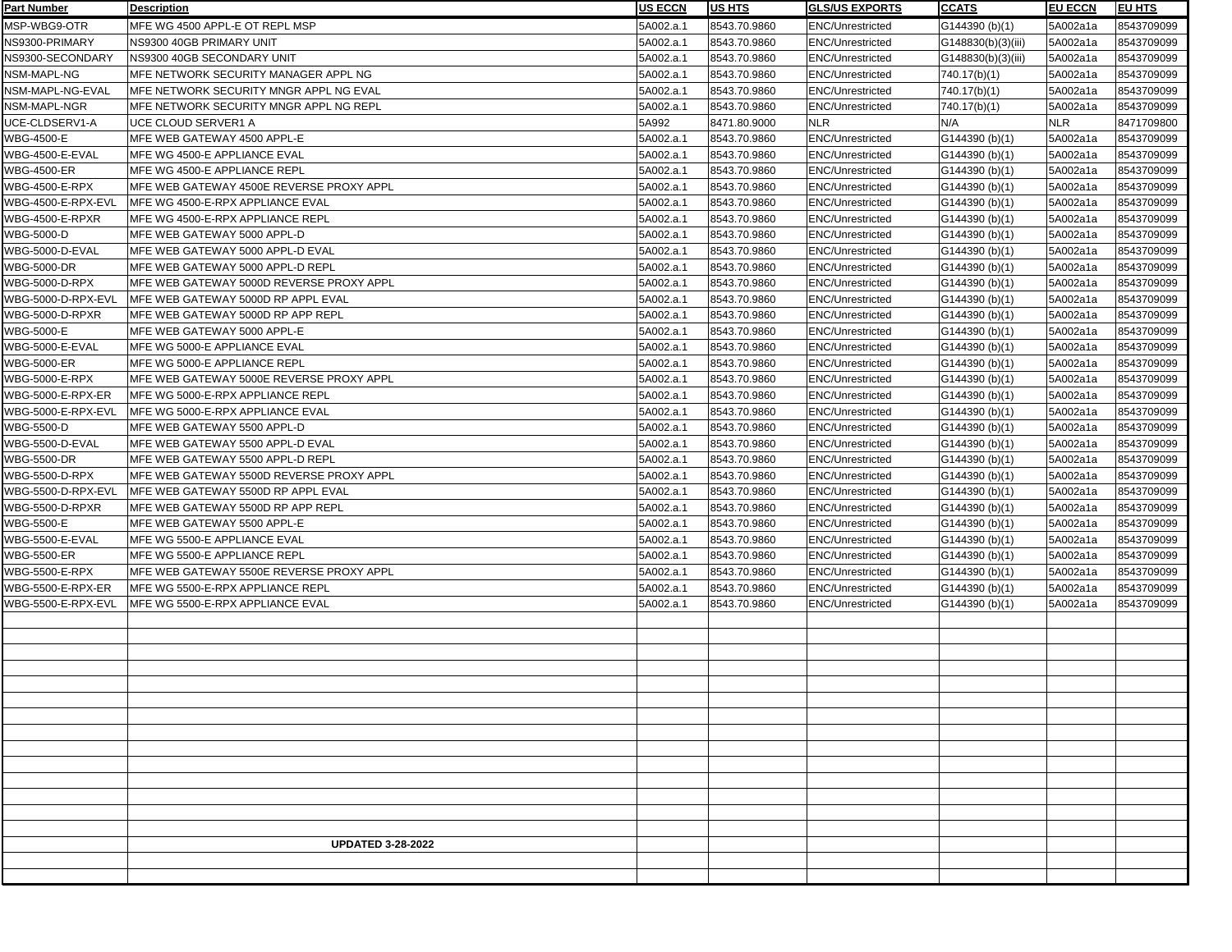| Part Number | Description | US ECCN | US HTS | GLS/US EXPORTS | CCATS | EU ECCN | EU HTS |
|---|---|---|---|---|---|---|---|
| MSP-WBG9-OTR | MFE WG 4500 APPL-E OT REPL MSP | 5A002.a.1 | 8543.70.9860 | ENC/Unrestricted | G144390 (b)(1) | 5A002a1a | 8543709099 |
| NS9300-PRIMARY | NS9300 40GB PRIMARY UNIT | 5A002.a.1 | 8543.70.9860 | ENC/Unrestricted | G148830(b)(3)(iii) | 5A002a1a | 8543709099 |
| NS9300-SECONDARY | NS9300 40GB SECONDARY UNIT | 5A002.a.1 | 8543.70.9860 | ENC/Unrestricted | G148830(b)(3)(iii) | 5A002a1a | 8543709099 |
| NSM-MAPL-NG | MFE NETWORK SECURITY MANAGER APPL NG | 5A002.a.1 | 8543.70.9860 | ENC/Unrestricted | 740.17(b)(1) | 5A002a1a | 8543709099 |
| NSM-MAPL-NG-EVAL | MFE NETWORK SECURITY MNGR APPL NG EVAL | 5A002.a.1 | 8543.70.9860 | ENC/Unrestricted | 740.17(b)(1) | 5A002a1a | 8543709099 |
| NSM-MAPL-NGR | MFE NETWORK SECURITY MNGR APPL NG REPL | 5A002.a.1 | 8543.70.9860 | ENC/Unrestricted | 740.17(b)(1) | 5A002a1a | 8543709099 |
| UCE-CLDSERV1-A | UCE CLOUD SERVER1 A | 5A992 | 8471.80.9000 | NLR | N/A | NLR | 8471709800 |
| WBG-4500-E | MFE WEB GATEWAY 4500 APPL-E | 5A002.a.1 | 8543.70.9860 | ENC/Unrestricted | G144390 (b)(1) | 5A002a1a | 8543709099 |
| WBG-4500-E-EVAL | MFE WG 4500-E APPLIANCE EVAL | 5A002.a.1 | 8543.70.9860 | ENC/Unrestricted | G144390 (b)(1) | 5A002a1a | 8543709099 |
| WBG-4500-ER | MFE WG 4500-E APPLIANCE REPL | 5A002.a.1 | 8543.70.9860 | ENC/Unrestricted | G144390 (b)(1) | 5A002a1a | 8543709099 |
| WBG-4500-E-RPX | MFE WEB GATEWAY 4500E REVERSE PROXY APPL | 5A002.a.1 | 8543.70.9860 | ENC/Unrestricted | G144390 (b)(1) | 5A002a1a | 8543709099 |
| WBG-4500-E-RPX-EVL | MFE WG 4500-E-RPX APPLIANCE EVAL | 5A002.a.1 | 8543.70.9860 | ENC/Unrestricted | G144390 (b)(1) | 5A002a1a | 8543709099 |
| WBG-4500-E-RPXR | MFE WG 4500-E-RPX APPLIANCE REPL | 5A002.a.1 | 8543.70.9860 | ENC/Unrestricted | G144390 (b)(1) | 5A002a1a | 8543709099 |
| WBG-5000-D | MFE WEB GATEWAY 5000 APPL-D | 5A002.a.1 | 8543.70.9860 | ENC/Unrestricted | G144390 (b)(1) | 5A002a1a | 8543709099 |
| WBG-5000-D-EVAL | MFE WEB GATEWAY 5000 APPL-D EVAL | 5A002.a.1 | 8543.70.9860 | ENC/Unrestricted | G144390 (b)(1) | 5A002a1a | 8543709099 |
| WBG-5000-DR | MFE WEB GATEWAY 5000 APPL-D REPL | 5A002.a.1 | 8543.70.9860 | ENC/Unrestricted | G144390 (b)(1) | 5A002a1a | 8543709099 |
| WBG-5000-D-RPX | MFE WEB GATEWAY 5000D REVERSE PROXY APPL | 5A002.a.1 | 8543.70.9860 | ENC/Unrestricted | G144390 (b)(1) | 5A002a1a | 8543709099 |
| WBG-5000-D-RPX-EVL | MFE WEB GATEWAY 5000D RP APPL EVAL | 5A002.a.1 | 8543.70.9860 | ENC/Unrestricted | G144390 (b)(1) | 5A002a1a | 8543709099 |
| WBG-5000-D-RPXR | MFE WEB GATEWAY 5000D RP APP REPL | 5A002.a.1 | 8543.70.9860 | ENC/Unrestricted | G144390 (b)(1) | 5A002a1a | 8543709099 |
| WBG-5000-E | MFE WEB GATEWAY 5000 APPL-E | 5A002.a.1 | 8543.70.9860 | ENC/Unrestricted | G144390 (b)(1) | 5A002a1a | 8543709099 |
| WBG-5000-E-EVAL | MFE WG 5000-E APPLIANCE EVAL | 5A002.a.1 | 8543.70.9860 | ENC/Unrestricted | G144390 (b)(1) | 5A002a1a | 8543709099 |
| WBG-5000-ER | MFE WG 5000-E APPLIANCE REPL | 5A002.a.1 | 8543.70.9860 | ENC/Unrestricted | G144390 (b)(1) | 5A002a1a | 8543709099 |
| WBG-5000-E-RPX | MFE WEB GATEWAY 5000E REVERSE PROXY APPL | 5A002.a.1 | 8543.70.9860 | ENC/Unrestricted | G144390 (b)(1) | 5A002a1a | 8543709099 |
| WBG-5000-E-RPX-ER | MFE WG 5000-E-RPX APPLIANCE REPL | 5A002.a.1 | 8543.70.9860 | ENC/Unrestricted | G144390 (b)(1) | 5A002a1a | 8543709099 |
| WBG-5000-E-RPX-EVL | MFE WG 5000-E-RPX APPLIANCE EVAL | 5A002.a.1 | 8543.70.9860 | ENC/Unrestricted | G144390 (b)(1) | 5A002a1a | 8543709099 |
| WBG-5500-D | MFE WEB GATEWAY 5500 APPL-D | 5A002.a.1 | 8543.70.9860 | ENC/Unrestricted | G144390 (b)(1) | 5A002a1a | 8543709099 |
| WBG-5500-D-EVAL | MFE WEB GATEWAY 5500 APPL-D EVAL | 5A002.a.1 | 8543.70.9860 | ENC/Unrestricted | G144390 (b)(1) | 5A002a1a | 8543709099 |
| WBG-5500-DR | MFE WEB GATEWAY 5500 APPL-D REPL | 5A002.a.1 | 8543.70.9860 | ENC/Unrestricted | G144390 (b)(1) | 5A002a1a | 8543709099 |
| WBG-5500-D-RPX | MFE WEB GATEWAY 5500D REVERSE PROXY APPL | 5A002.a.1 | 8543.70.9860 | ENC/Unrestricted | G144390 (b)(1) | 5A002a1a | 8543709099 |
| WBG-5500-D-RPX-EVL | MFE WEB GATEWAY 5500D RP APPL EVAL | 5A002.a.1 | 8543.70.9860 | ENC/Unrestricted | G144390 (b)(1) | 5A002a1a | 8543709099 |
| WBG-5500-D-RPXR | MFE WEB GATEWAY 5500D RP APP REPL | 5A002.a.1 | 8543.70.9860 | ENC/Unrestricted | G144390 (b)(1) | 5A002a1a | 8543709099 |
| WBG-5500-E | MFE WEB GATEWAY 5500 APPL-E | 5A002.a.1 | 8543.70.9860 | ENC/Unrestricted | G144390 (b)(1) | 5A002a1a | 8543709099 |
| WBG-5500-E-EVAL | MFE WG 5500-E APPLIANCE EVAL | 5A002.a.1 | 8543.70.9860 | ENC/Unrestricted | G144390 (b)(1) | 5A002a1a | 8543709099 |
| WBG-5500-ER | MFE WG 5500-E APPLIANCE REPL | 5A002.a.1 | 8543.70.9860 | ENC/Unrestricted | G144390 (b)(1) | 5A002a1a | 8543709099 |
| WBG-5500-E-RPX | MFE WEB GATEWAY 5500E REVERSE PROXY APPL | 5A002.a.1 | 8543.70.9860 | ENC/Unrestricted | G144390 (b)(1) | 5A002a1a | 8543709099 |
| WBG-5500-E-RPX-ER | MFE WG 5500-E-RPX APPLIANCE REPL | 5A002.a.1 | 8543.70.9860 | ENC/Unrestricted | G144390 (b)(1) | 5A002a1a | 8543709099 |
| WBG-5500-E-RPX-EVL | MFE WG 5500-E-RPX APPLIANCE EVAL | 5A002.a.1 | 8543.70.9860 | ENC/Unrestricted | G144390 (b)(1) | 5A002a1a | 8543709099 |
| | **UPDATED 3-28-2022** | | | | | | |